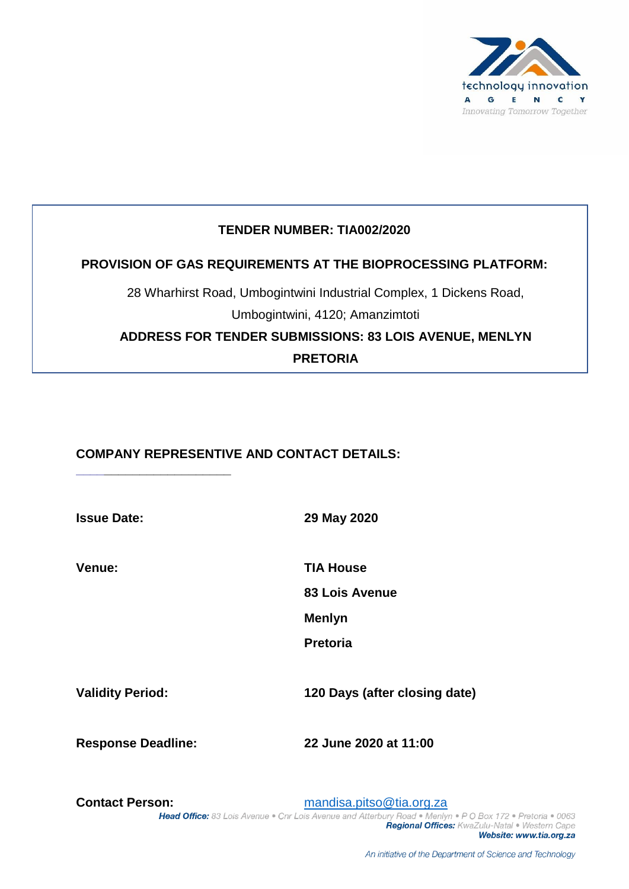technology innovation
AGENCY
*Innovating Tomorrow Together*

**TENDER NUMBER: TIA002/2020**

**PROVISION OF GAS REQUIREMENTS AT THE BIOPROCESSING PLATFORM:**

28 Wharhirst Road, Umbogintwini Industrial Complex, 1 Dickens Road, Umbogintwini, 4120; Amanzimtoti

**ADDRESS FOR TENDER SUBMISSIONS: 83 LOIS AVENUE, MENLYN PRETORIA**

**COMPANY REPRESENTIVE AND CONTACT DETAILS:**

___________________________

| | |
|---|---|
| **Issue Date:** | **29 May 2020** |
| **Venue:** | **TIA House**<br>**83 Lois Avenue**<br>**Menlyn**<br>**Pretoria** |
| **Validity Period:** | **120 Days (after closing date)** |
| **Response Deadline:** | **22 June 2020 at 11:00** |
| **Contact Person:** | mandisa.pitso@tia.org.za |

***Head Office:*** *83 Lois Avenue • Cnr Lois Avenue and Atterbury Road • Menlyn • P O Box 172 • Pretoria • 0063*
***Regional Offices:*** *KwaZulu-Natal • Western Cape*
***Website: www.tia.org.za***

*An initiative of the Department of Science and Technology*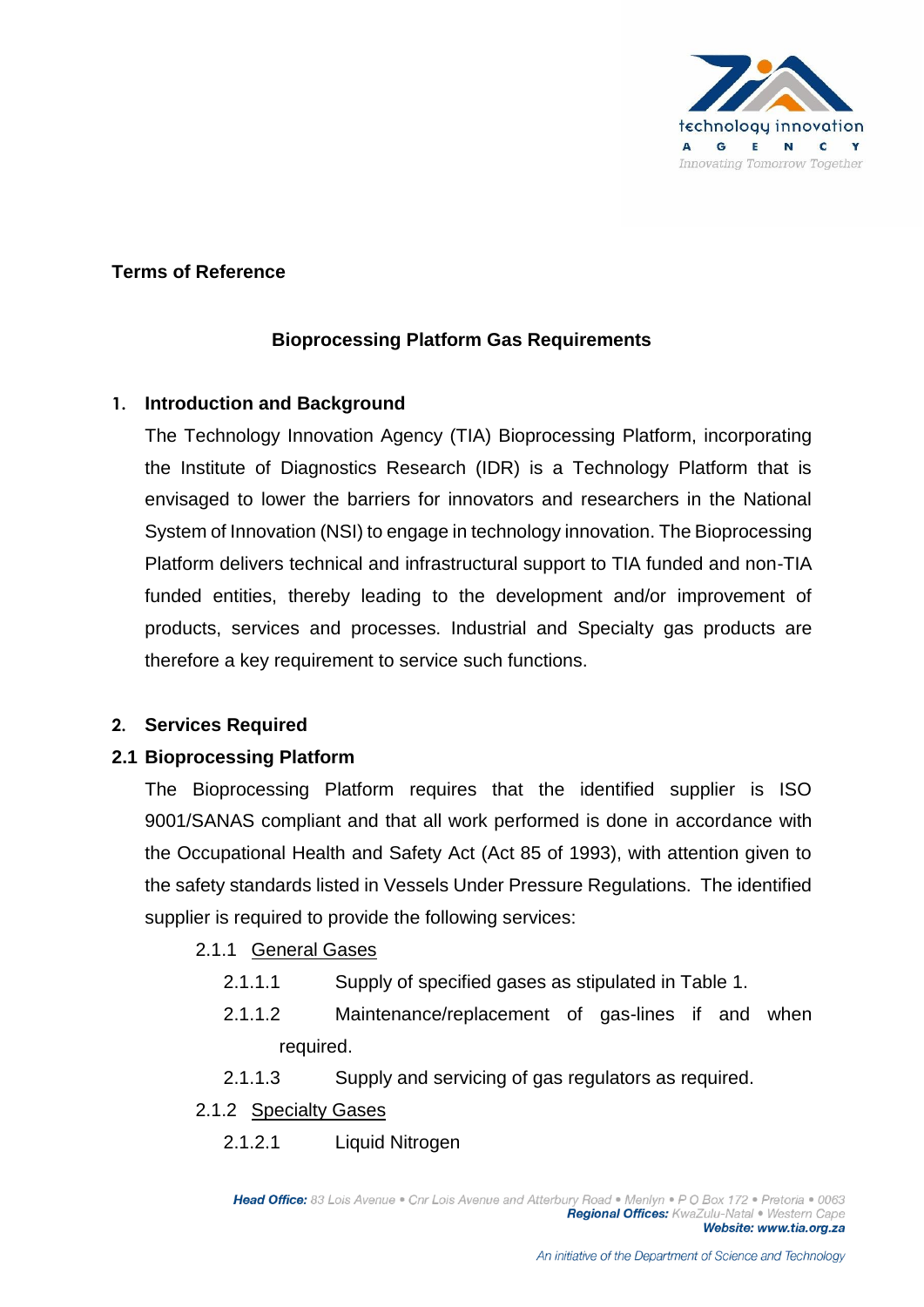**Terms of Reference**

**Bioprocessing Platform Gas Requirements**

## 1. Introduction and Background

The Technology Innovation Agency (TIA) Bioprocessing Platform, incorporating the Institute of Diagnostics Research (IDR) is a Technology Platform that is envisaged to lower the barriers for innovators and researchers in the National System of Innovation (NSI) to engage in technology innovation. The Bioprocessing Platform delivers technical and infrastructural support to TIA funded and non-TIA funded entities, thereby leading to the development and/or improvement of products, services and processes. Industrial and Specialty gas products are therefore a key requirement to service such functions.

## 2. Services Required

### 2.1 Bioprocessing Platform

The Bioprocessing Platform requires that the identified supplier is ISO 9001/SANAS compliant and that all work performed is done in accordance with the Occupational Health and Safety Act (Act 85 of 1993), with attention given to the safety standards listed in Vessels Under Pressure Regulations. The identified supplier is required to provide the following services:

2.1.1 General Gases

- 2.1.1.1 Supply of specified gases as stipulated in Table 1.
- 2.1.1.2 Maintenance/replacement of gas-lines if and when required.
- 2.1.1.3 Supply and servicing of gas regulators as required.

2.1.2 Specialty Gases

- 2.1.2.1 Liquid Nitrogen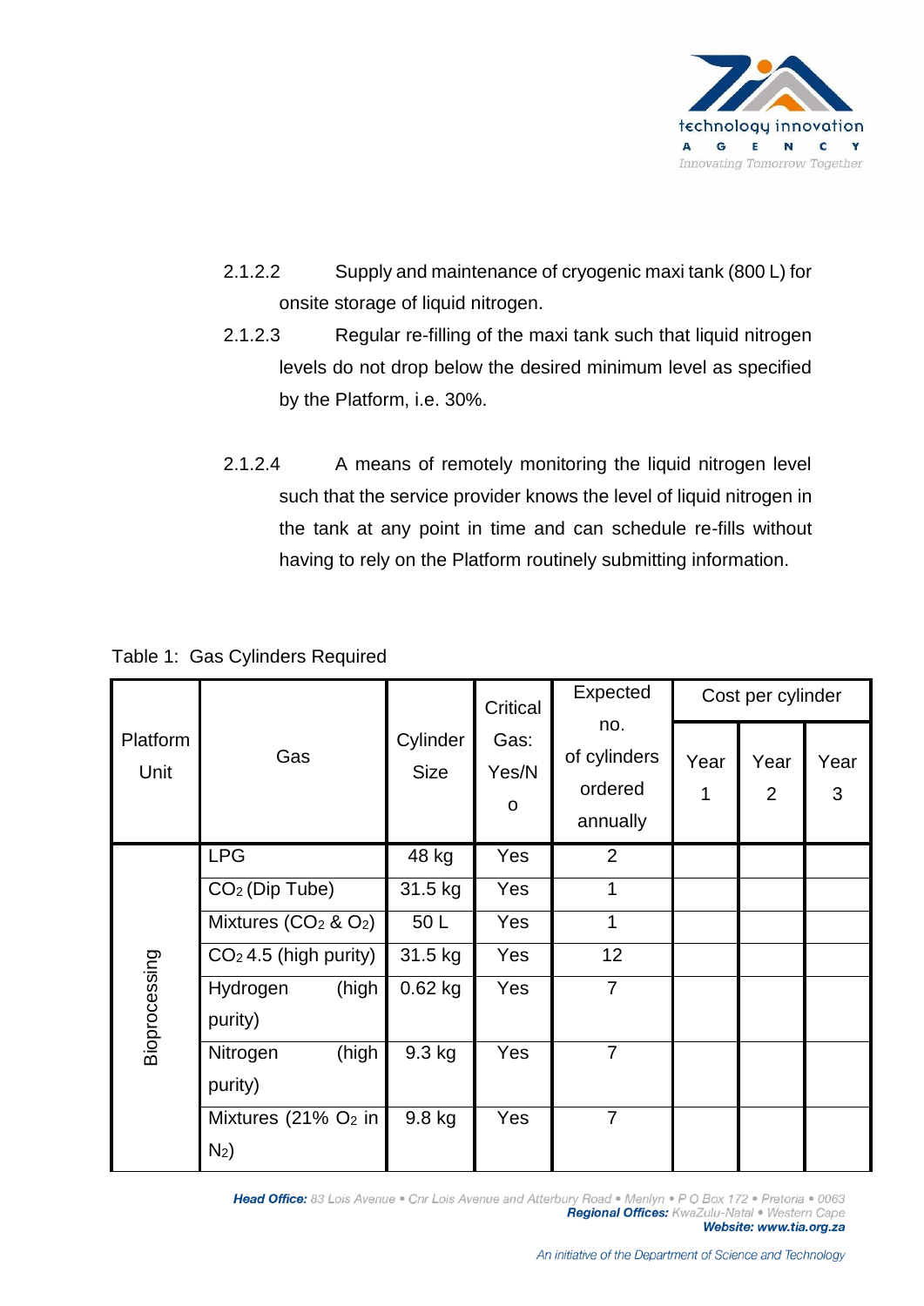2.1.2.2 Supply and maintenance of cryogenic maxi tank (800 L) for onsite storage of liquid nitrogen.

2.1.2.3 Regular re-filling of the maxi tank such that liquid nitrogen levels do not drop below the desired minimum level as specified by the Platform, i.e. 30%.

2.1.2.4 A means of remotely monitoring the liquid nitrogen level such that the service provider knows the level of liquid nitrogen in the tank at any point in time and can schedule re-fills without having to rely on the Platform routinely submitting information.

Table 1: Gas Cylinders Required

| Platform Unit | Gas | Cylinder Size | Critical Gas: Yes/No | Expected no. of cylinders ordered annually | Cost per cylinder | | |
|---|---|---|---|---|---|---|---|
| | | | | | Year 1 | Year 2 | Year 3 |
| Bioprocessing | LPG | 48 kg | Yes | 2 | | | |
| | $CO_2$ (Dip Tube) | 31.5 kg | Yes | 1 | | | |
| | Mixtures ($CO_2$ & $O_2$) | 50 L | Yes | 1 | | | |
| | $CO_2$ 4.5 (high purity) | 31.5 kg | Yes | 12 | | | |
| | Hydrogen (high purity) | 0.62 kg | Yes | 7 | | | |
| | Nitrogen (high purity) | 9.3 kg | Yes | 7 | | | |
| | Mixtures (21% $O_2$ in $N_2$) | 9.8 kg | Yes | 7 | | | |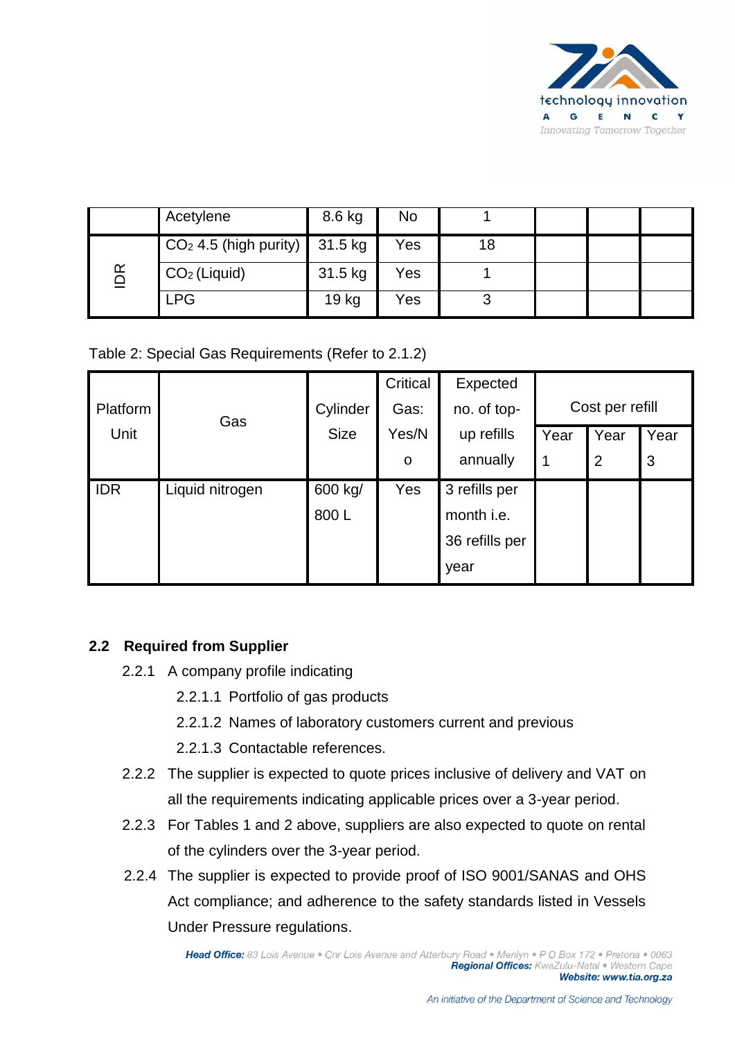| | Acetylene | 8.6 kg | No | 1 | | | |
|---|---|---|---|---|---|---|---|
| IDR | $CO_2$ 4.5 (high purity) | 31.5 kg | Yes | 18 | | | |
| | $CO_2$ (Liquid) | 31.5 kg | Yes | 1 | | | |
| | LPG | 19 kg | Yes | 3 | | | |

Table 2: Special Gas Requirements (Refer to 2.1.2)

| Platform Unit | Gas | Cylinder Size | Critical Gas: Yes/No | Expected no. of top-up refills annually | Cost per refill | | |
|---|---|---|---|---|---|---|---|
| | | | | | Year 1 | Year 2 | Year 3 |
| IDR | Liquid nitrogen | 600 kg/ 800 L | Yes | 3 refills per month i.e. 36 refills per year | | | |

## 2.2 Required from Supplier

2.2.1 A company profile indicating

2.2.1.1 Portfolio of gas products

2.2.1.2 Names of laboratory customers current and previous

2.2.1.3 Contactable references.

2.2.2 The supplier is expected to quote prices inclusive of delivery and VAT on all the requirements indicating applicable prices over a 3-year period.

2.2.3 For Tables 1 and 2 above, suppliers are also expected to quote on rental of the cylinders over the 3-year period.

2.2.4 The supplier is expected to provide proof of ISO 9001/SANAS and OHS Act compliance; and adherence to the safety standards listed in Vessels Under Pressure regulations.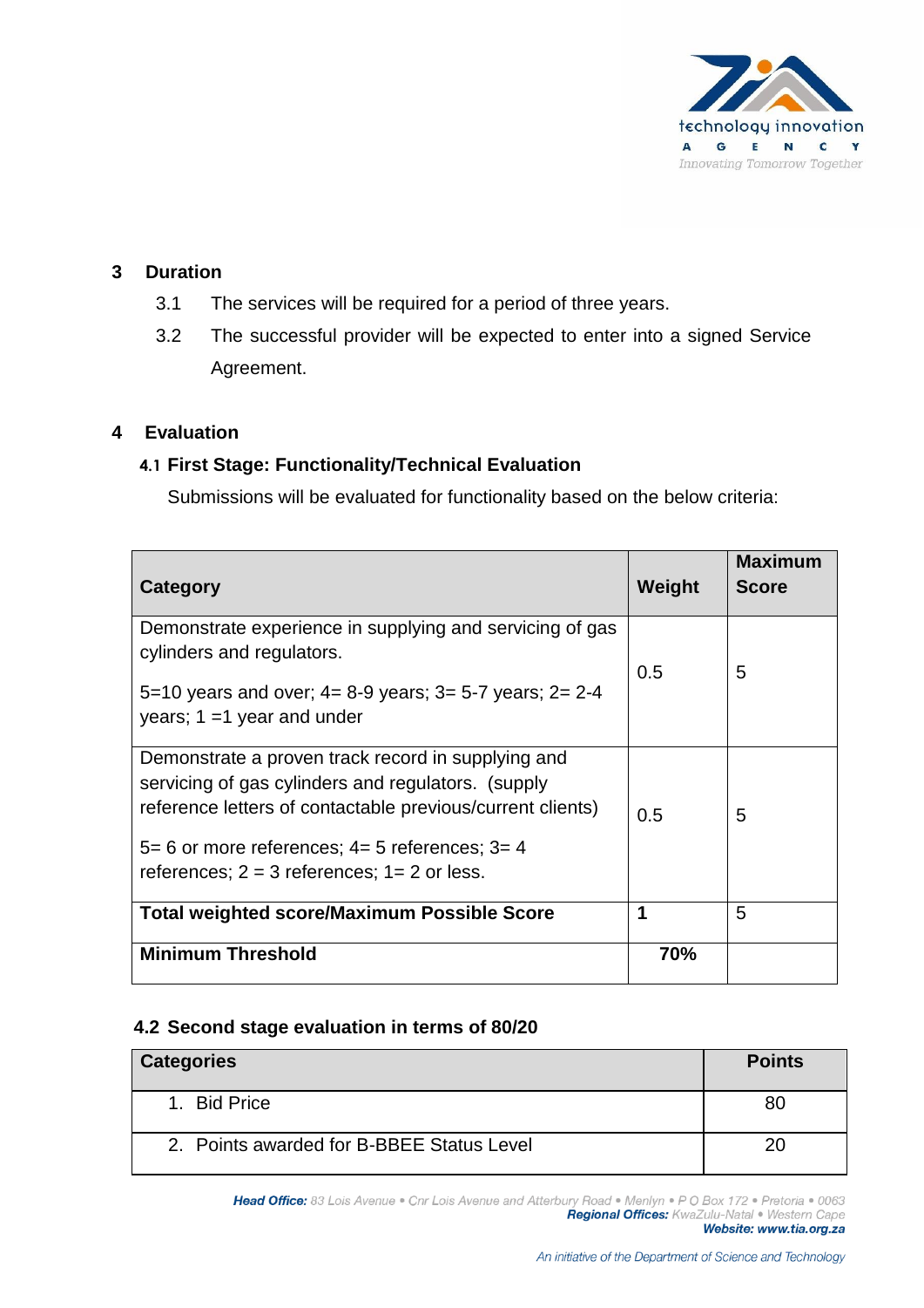## 3 Duration

3.1 The services will be required for a period of three years.

3.2 The successful provider will be expected to enter into a signed Service Agreement.

## 4 Evaluation

### 4.1 First Stage: Functionality/Technical Evaluation

Submissions will be evaluated for functionality based on the below criteria:

| Category | Weight | Maximum Score |
|---|---|---|
| Demonstrate experience in supplying and servicing of gas cylinders and regulators.<br><br>5=10 years and over; 4= 8-9 years; 3= 5-7 years; 2= 2-4 years; 1 =1 year and under | 0.5 | 5 |
| Demonstrate a proven track record in supplying and servicing of gas cylinders and regulators. (supply reference letters of contactable previous/current clients)<br><br>5= 6 or more references; 4= 5 references; 3= 4 references; 2 = 3 references; 1= 2 or less. | 0.5 | 5 |
| **Total weighted score/Maximum Possible Score** | **1** | 5 |
| **Minimum Threshold** | **70%** | |

### 4.2 Second stage evaluation in terms of 80/20

| Categories | Points |
|---|---|
| 1. Bid Price | 80 |
| 2. Points awarded for B-BBEE Status Level | 20 |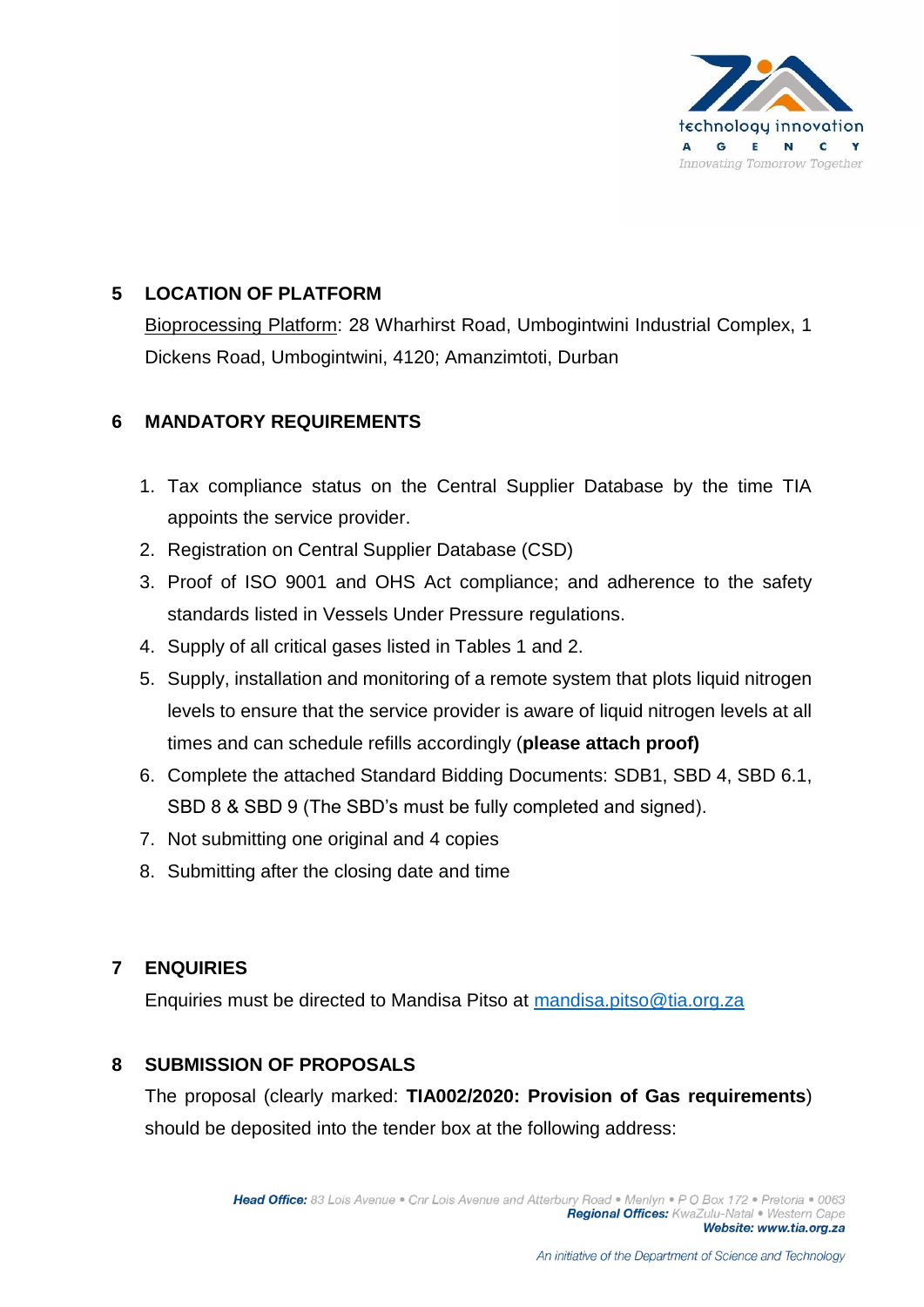## 5 LOCATION OF PLATFORM

Bioprocessing Platform: 28 Wharhirst Road, Umbogintwini Industrial Complex, 1 Dickens Road, Umbogintwini, 4120; Amanzimtoti, Durban

## 6 MANDATORY REQUIREMENTS

1. Tax compliance status on the Central Supplier Database by the time TIA appoints the service provider.
2. Registration on Central Supplier Database (CSD)
3. Proof of ISO 9001 and OHS Act compliance; and adherence to the safety standards listed in Vessels Under Pressure regulations.
4. Supply of all critical gases listed in Tables 1 and 2.
5. Supply, installation and monitoring of a remote system that plots liquid nitrogen levels to ensure that the service provider is aware of liquid nitrogen levels at all times and can schedule refills accordingly (**please attach proof)**
6. Complete the attached Standard Bidding Documents: SDB1, SBD 4, SBD 6.1, SBD 8 & SBD 9 (The SBD's must be fully completed and signed).
7. Not submitting one original and 4 copies
8. Submitting after the closing date and time

## 7 ENQUIRIES

Enquiries must be directed to Mandisa Pitso at mandisa.pitso@tia.org.za

## 8 SUBMISSION OF PROPOSALS

The proposal (clearly marked: **TIA002/2020: Provision of Gas requirements**) should be deposited into the tender box at the following address: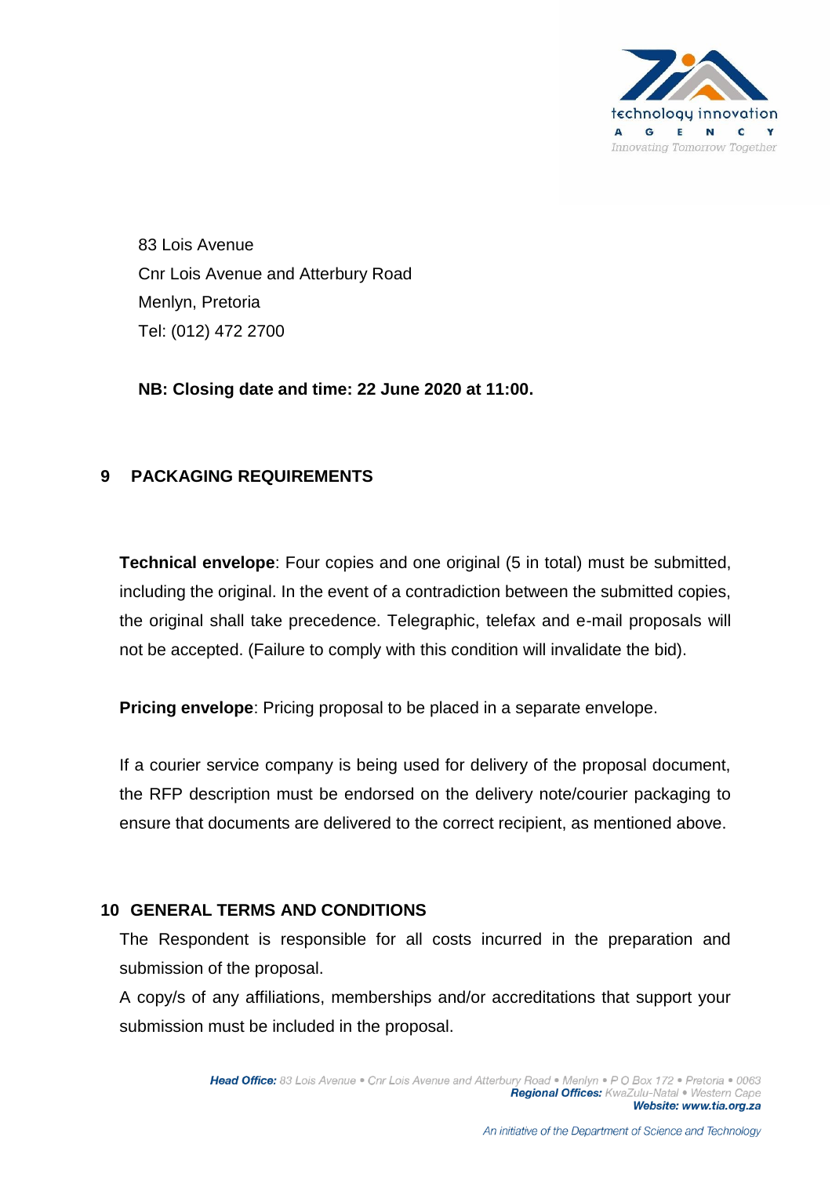83 Lois Avenue
Cnr Lois Avenue and Atterbury Road
Menlyn, Pretoria
Tel: (012) 472 2700

**NB: Closing date and time: 22 June 2020 at 11:00.**

## 9 PACKAGING REQUIREMENTS

**Technical envelope**: Four copies and one original (5 in total) must be submitted, including the original. In the event of a contradiction between the submitted copies, the original shall take precedence. Telegraphic, telefax and e-mail proposals will not be accepted. (Failure to comply with this condition will invalidate the bid).

**Pricing envelope**: Pricing proposal to be placed in a separate envelope.

If a courier service company is being used for delivery of the proposal document, the RFP description must be endorsed on the delivery note/courier packaging to ensure that documents are delivered to the correct recipient, as mentioned above.

## 10 GENERAL TERMS AND CONDITIONS

The Respondent is responsible for all costs incurred in the preparation and submission of the proposal.

A copy/s of any affiliations, memberships and/or accreditations that support your submission must be included in the proposal.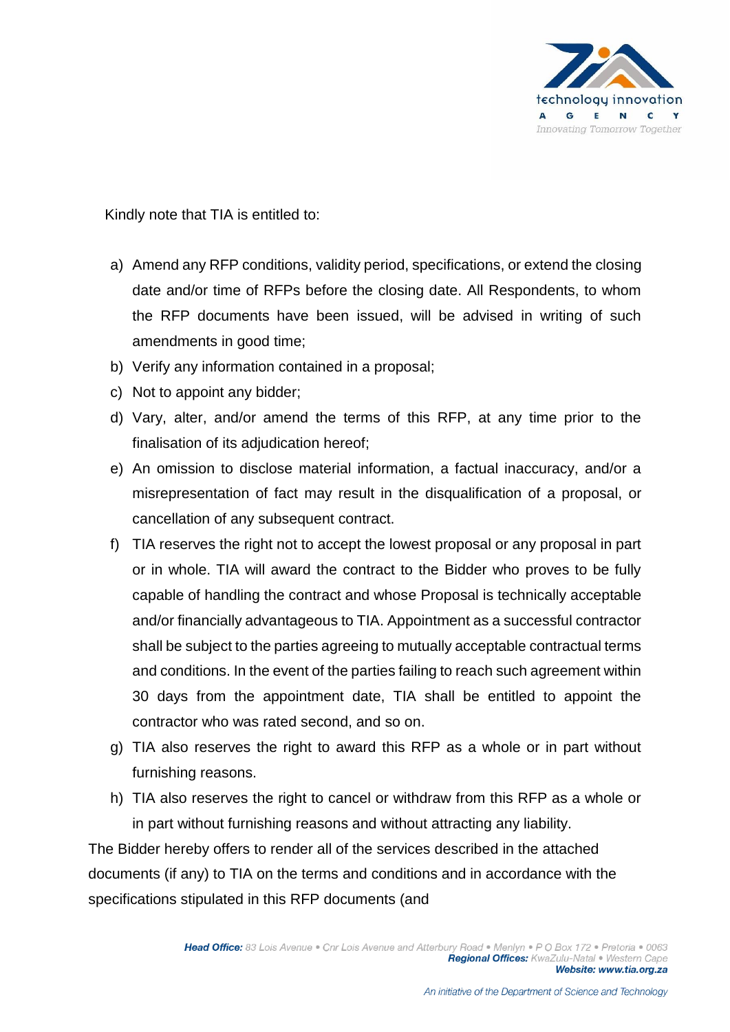Kindly note that TIA is entitled to:

a) Amend any RFP conditions, validity period, specifications, or extend the closing date and/or time of RFPs before the closing date. All Respondents, to whom the RFP documents have been issued, will be advised in writing of such amendments in good time;

b) Verify any information contained in a proposal;

c) Not to appoint any bidder;

d) Vary, alter, and/or amend the terms of this RFP, at any time prior to the finalisation of its adjudication hereof;

e) An omission to disclose material information, a factual inaccuracy, and/or a misrepresentation of fact may result in the disqualification of a proposal, or cancellation of any subsequent contract.

f) TIA reserves the right not to accept the lowest proposal or any proposal in part or in whole. TIA will award the contract to the Bidder who proves to be fully capable of handling the contract and whose Proposal is technically acceptable and/or financially advantageous to TIA. Appointment as a successful contractor shall be subject to the parties agreeing to mutually acceptable contractual terms and conditions. In the event of the parties failing to reach such agreement within 30 days from the appointment date, TIA shall be entitled to appoint the contractor who was rated second, and so on.

g) TIA also reserves the right to award this RFP as a whole or in part without furnishing reasons.

h) TIA also reserves the right to cancel or withdraw from this RFP as a whole or in part without furnishing reasons and without attracting any liability.

The Bidder hereby offers to render all of the services described in the attached documents (if any) to TIA on the terms and conditions and in accordance with the specifications stipulated in this RFP documents (and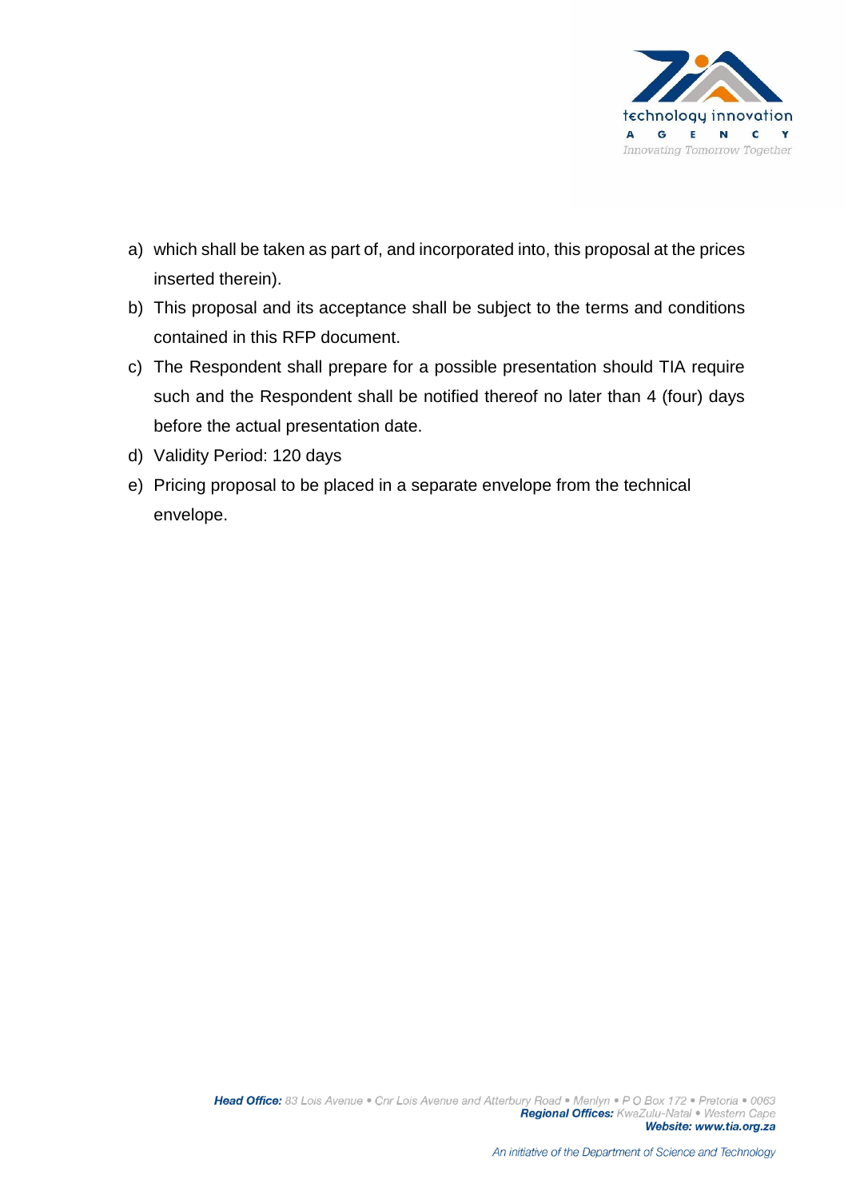a) which shall be taken as part of, and incorporated into, this proposal at the prices inserted therein).
b) This proposal and its acceptance shall be subject to the terms and conditions contained in this RFP document.
c) The Respondent shall prepare for a possible presentation should TIA require such and the Respondent shall be notified thereof no later than 4 (four) days before the actual presentation date.
d) Validity Period: 120 days
e) Pricing proposal to be placed in a separate envelope from the technical envelope.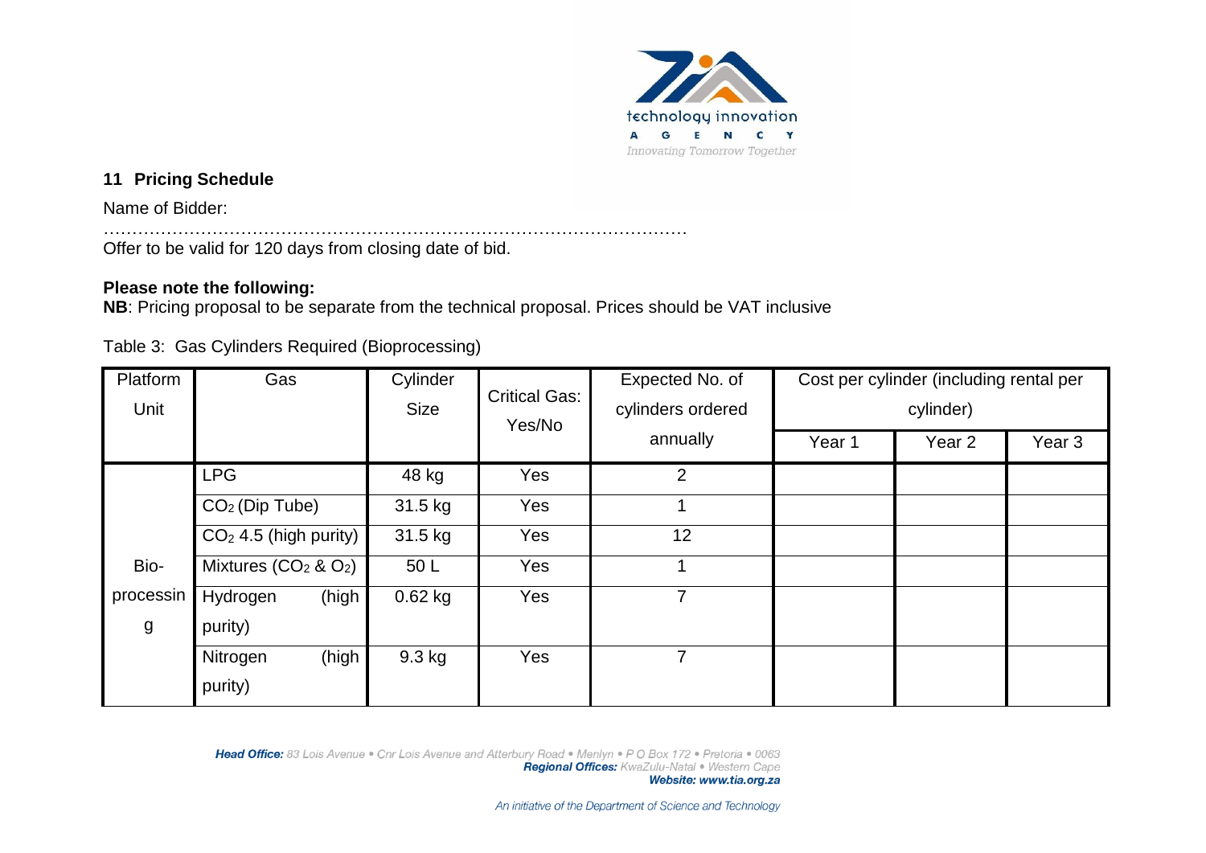## 11 Pricing Schedule

Name of Bidder:

……………………………………………………………………………………………

Offer to be valid for 120 days from closing date of bid.

**Please note the following:**

**NB**: Pricing proposal to be separate from the technical proposal. Prices should be VAT inclusive

Table 3: Gas Cylinders Required (Bioprocessing)

| Platform Unit | Gas | Cylinder Size | Critical Gas: Yes/No | Expected No. of cylinders ordered annually | Cost per cylinder (including rental per cylinder) | | |
|---|---|---|---|---|---|---|---|
| | | | | | Year 1 | Year 2 | Year 3 |
| Bio-processing | LPG | 48 kg | Yes | 2 | | | |
| | $CO_2$ (Dip Tube) | 31.5 kg | Yes | 1 | | | |
| | $CO_2$ 4.5 (high purity) | 31.5 kg | Yes | 12 | | | |
| | Mixtures ($CO_2$ & $O_2$) | 50 L | Yes | 1 | | | |
| | Hydrogen (high purity) | 0.62 kg | Yes | 7 | | | |
| | Nitrogen (high purity) | 9.3 kg | Yes | 7 | | | |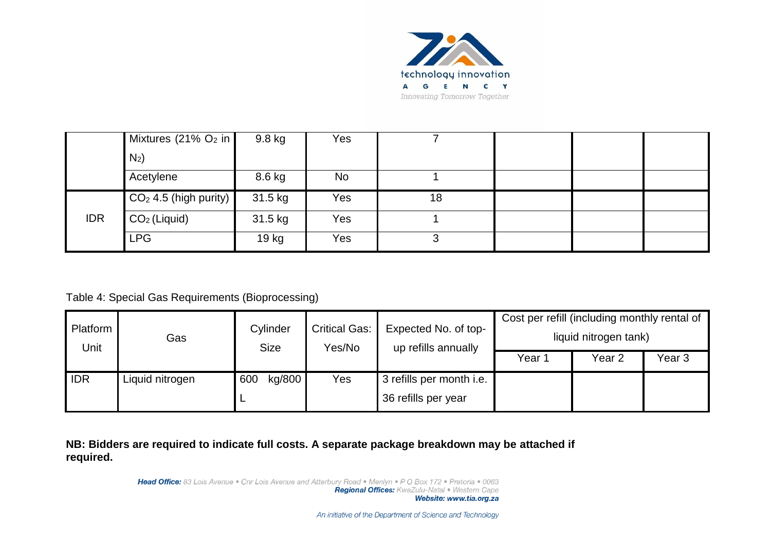|  | Gas | Cylinder Size | Critical Gas: Yes/No | Expected No. of top-up refills annually | Year 1 | Year 2 | Year 3 |
|---|---|---|---|---|---|---|---|
|  | Mixtures (21% $O_2$ in $N_2$) | 9.8 kg | Yes | 7 |  |  |  |
|  | Acetylene | 8.6 kg | No | 1 |  |  |  |
| IDR | $CO_2$ 4.5 (high purity) | 31.5 kg | Yes | 18 |  |  |  |
|  | $CO_2$ (Liquid) | 31.5 kg | Yes | 1 |  |  |  |
|  | LPG | 19 kg | Yes | 3 |  |  |  |

Table 4: Special Gas Requirements (Bioprocessing)

| Platform Unit | Gas | Cylinder Size | Critical Gas: Yes/No | Expected No. of top-up refills annually | Cost per refill (including monthly rental of liquid nitrogen tank) | | |
|---|---|---|---|---|---|---|---|
|  |  |  |  |  | Year 1 | Year 2 | Year 3 |
| IDR | Liquid nitrogen | 600 kg/800 L | Yes | 3 refills per month i.e. 36 refills per year |  |  |  |

**NB: Bidders are required to indicate full costs. A separate package breakdown may be attached if required.**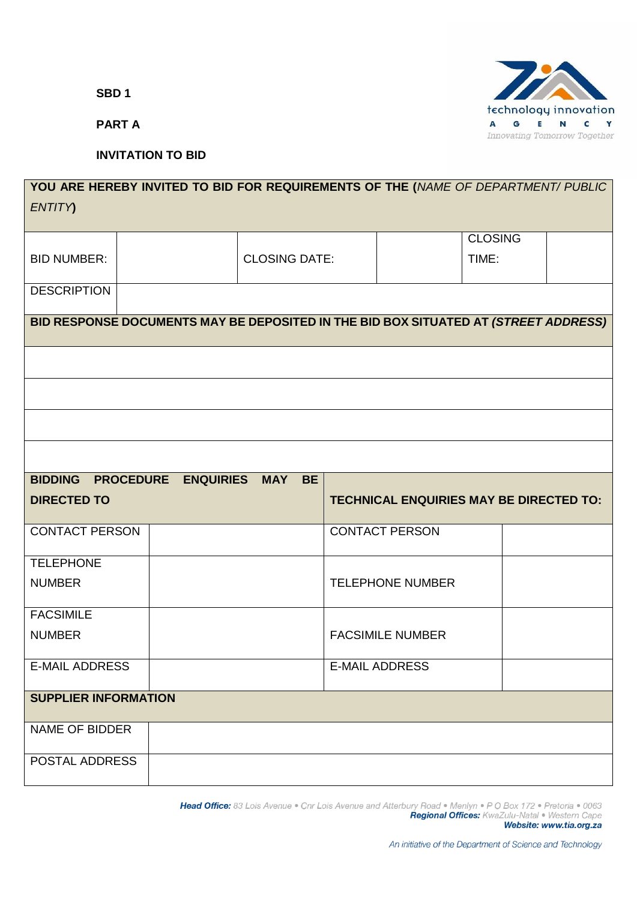**SBD 1**

**PART A**

**INVITATION TO BID**

| **YOU ARE HEREBY INVITED TO BID FOR REQUIREMENTS OF THE (*NAME OF DEPARTMENT/ PUBLIC ENTITY*)** | | | | | |
|---|---|---|---|---|---|
| BID NUMBER: | | CLOSING DATE: | | CLOSING TIME: | |
| DESCRIPTION | | | | | |
| **BID RESPONSE DOCUMENTS MAY BE DEPOSITED IN THE BID BOX SITUATED AT *(STREET ADDRESS)*** | | | | | |
| | | | | | |
| | | | | | |
| | | | | | |
| | | | | | |

| **BIDDING PROCEDURE ENQUIRIES MAY BE DIRECTED TO** | | **TECHNICAL ENQUIRIES MAY BE DIRECTED TO:** | |
|---|---|---|---|
| CONTACT PERSON | | CONTACT PERSON | |
| TELEPHONE NUMBER | | TELEPHONE NUMBER | |
| FACSIMILE NUMBER | | FACSIMILE NUMBER | |
| E-MAIL ADDRESS | | E-MAIL ADDRESS | |

| **SUPPLIER INFORMATION** | |
|---|---|
| NAME OF BIDDER | |
| POSTAL ADDRESS | |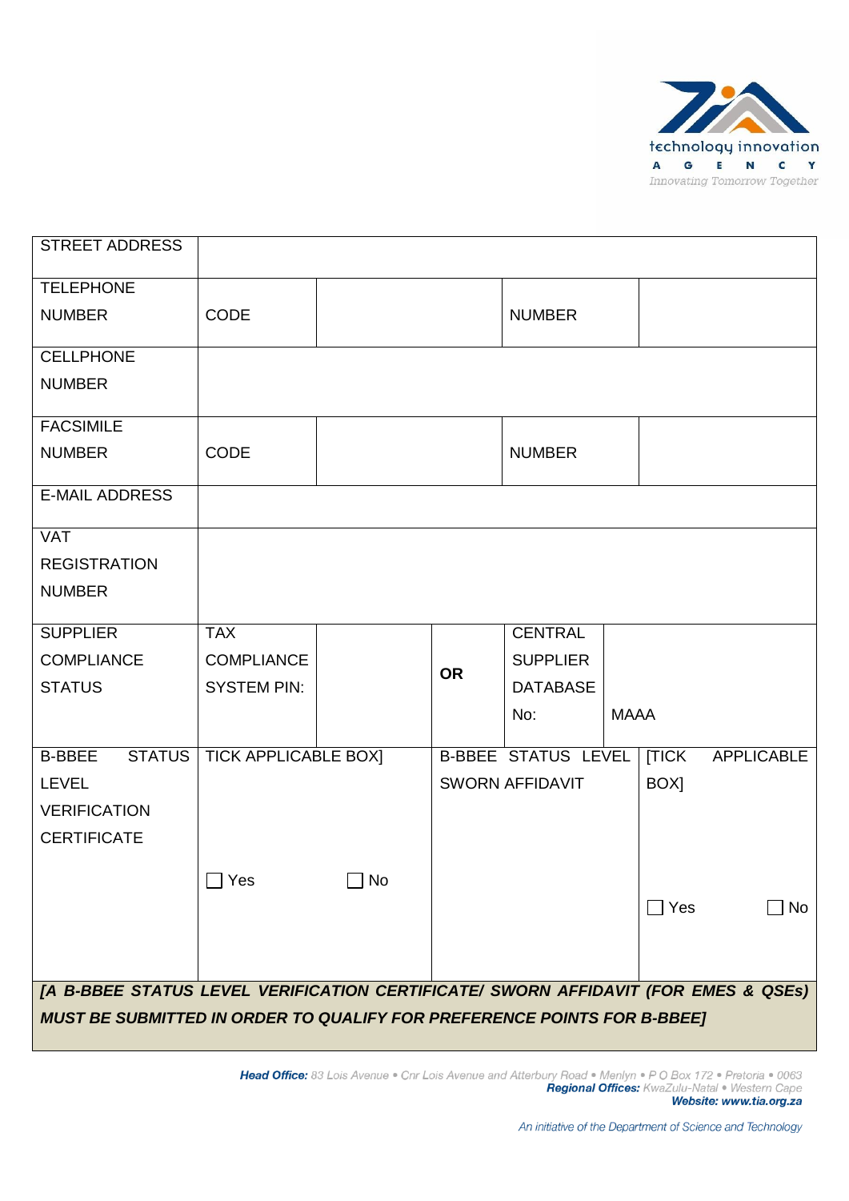| STREET ADDRESS | | | | | | |
|---|---|---|---|---|---|---|
| TELEPHONE NUMBER | CODE | | | NUMBER | | |
| CELLPHONE NUMBER | | | | | | |
| FACSIMILE NUMBER | CODE | | | NUMBER | | |
| E-MAIL ADDRESS | | | | | | |
| VAT REGISTRATION NUMBER | | | | | | |
| SUPPLIER COMPLIANCE STATUS | TAX COMPLIANCE SYSTEM PIN: | | **OR** | CENTRAL SUPPLIER DATABASE No: | MAAA | |
| B-BBEE STATUS LEVEL VERIFICATION CERTIFICATE | TICK APPLICABLE BOX] ☐ Yes ☐ No | | B-BBEE STATUS LEVEL SWORN AFFIDAVIT | | [TICK APPLICABLE BOX] ☐ Yes ☐ No | |
| ***[A B-BBEE STATUS LEVEL VERIFICATION CERTIFICATE/ SWORN AFFIDAVIT (FOR EMES & QSEs) MUST BE SUBMITTED IN ORDER TO QUALIFY FOR PREFERENCE POINTS FOR B-BBEE]*** | | | | | | |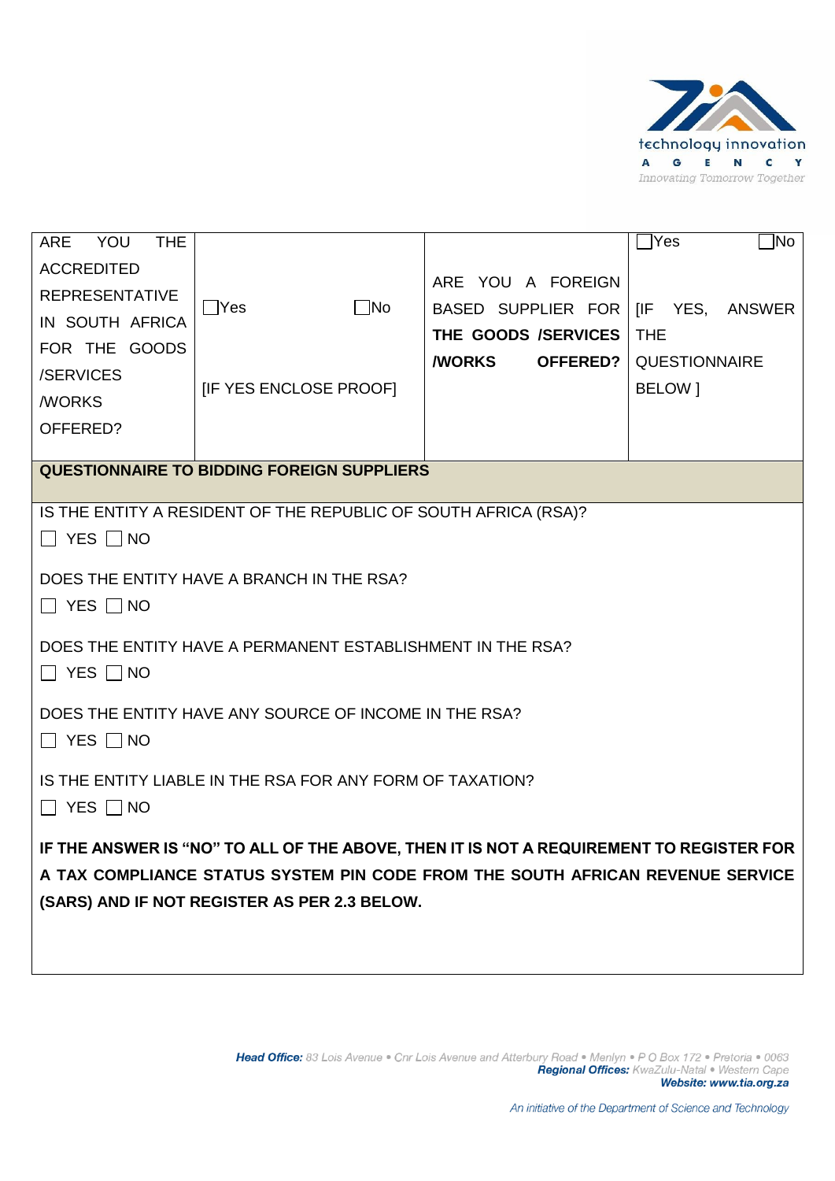| ARE YOU THE ACCREDITED REPRESENTATIVE IN SOUTH AFRICA FOR THE GOODS /SERVICES /WORKS OFFERED? | ☐Yes ☐No<br><br>[IF YES ENCLOSE PROOF] | ARE YOU A FOREIGN BASED SUPPLIER FOR **THE GOODS /SERVICES /WORKS OFFERED?** | ☐Yes ☐No<br><br>[IF YES, ANSWER THE QUESTIONNAIRE BELOW ] |
|---|---|---|---|

**QUESTIONNAIRE TO BIDDING FOREIGN SUPPLIERS**

IS THE ENTITY A RESIDENT OF THE REPUBLIC OF SOUTH AFRICA (RSA)?

☐ YES ☐ NO

DOES THE ENTITY HAVE A BRANCH IN THE RSA?

☐ YES ☐ NO

DOES THE ENTITY HAVE A PERMANENT ESTABLISHMENT IN THE RSA?

☐ YES ☐ NO

DOES THE ENTITY HAVE ANY SOURCE OF INCOME IN THE RSA?

☐ YES ☐ NO

IS THE ENTITY LIABLE IN THE RSA FOR ANY FORM OF TAXATION?

☐ YES ☐ NO

**IF THE ANSWER IS "NO" TO ALL OF THE ABOVE, THEN IT IS NOT A REQUIREMENT TO REGISTER FOR A TAX COMPLIANCE STATUS SYSTEM PIN CODE FROM THE SOUTH AFRICAN REVENUE SERVICE (SARS) AND IF NOT REGISTER AS PER 2.3 BELOW.**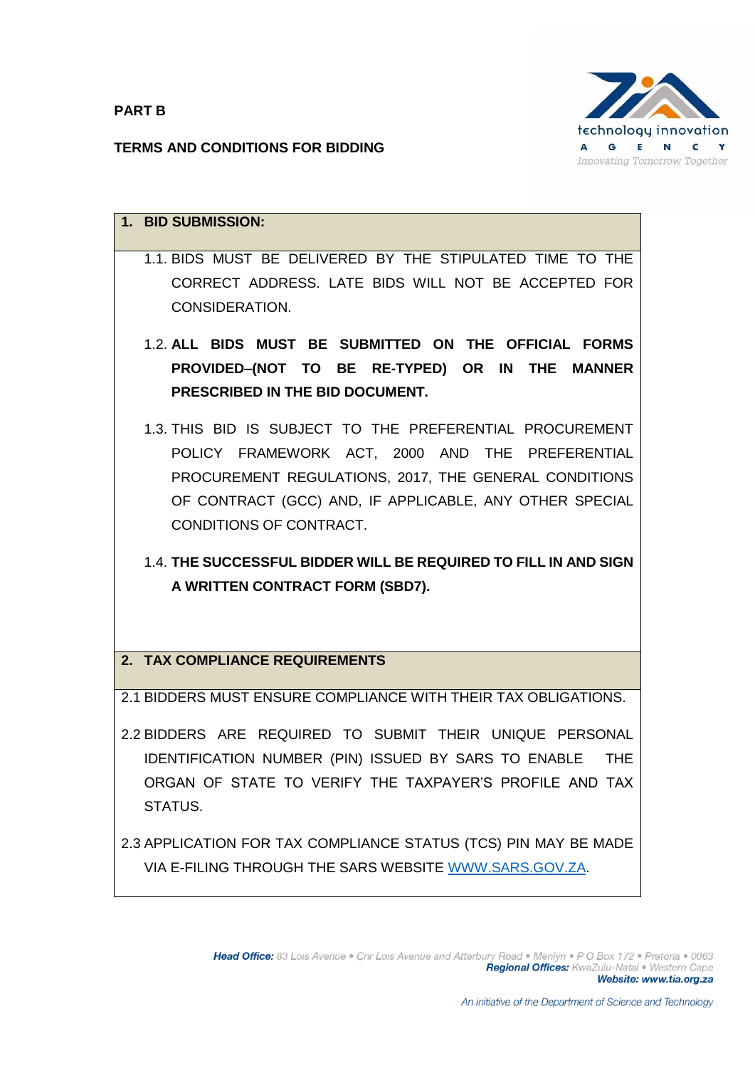**PART B**

**TERMS AND CONDITIONS FOR BIDDING**

## 1. BID SUBMISSION:

1.1. BIDS MUST BE DELIVERED BY THE STIPULATED TIME TO THE CORRECT ADDRESS. LATE BIDS WILL NOT BE ACCEPTED FOR CONSIDERATION.

1.2. **ALL BIDS MUST BE SUBMITTED ON THE OFFICIAL FORMS PROVIDED–(NOT TO BE RE-TYPED) OR IN THE MANNER PRESCRIBED IN THE BID DOCUMENT.**

1.3. THIS BID IS SUBJECT TO THE PREFERENTIAL PROCUREMENT POLICY FRAMEWORK ACT, 2000 AND THE PREFERENTIAL PROCUREMENT REGULATIONS, 2017, THE GENERAL CONDITIONS OF CONTRACT (GCC) AND, IF APPLICABLE, ANY OTHER SPECIAL CONDITIONS OF CONTRACT.

1.4. **THE SUCCESSFUL BIDDER WILL BE REQUIRED TO FILL IN AND SIGN A WRITTEN CONTRACT FORM (SBD7).**

## 2. TAX COMPLIANCE REQUIREMENTS

2.1 BIDDERS MUST ENSURE COMPLIANCE WITH THEIR TAX OBLIGATIONS.

2.2 BIDDERS ARE REQUIRED TO SUBMIT THEIR UNIQUE PERSONAL IDENTIFICATION NUMBER (PIN) ISSUED BY SARS TO ENABLE THE ORGAN OF STATE TO VERIFY THE TAXPAYER'S PROFILE AND TAX STATUS.

2.3 APPLICATION FOR TAX COMPLIANCE STATUS (TCS) PIN MAY BE MADE VIA E-FILING THROUGH THE SARS WEBSITE WWW.SARS.GOV.ZA.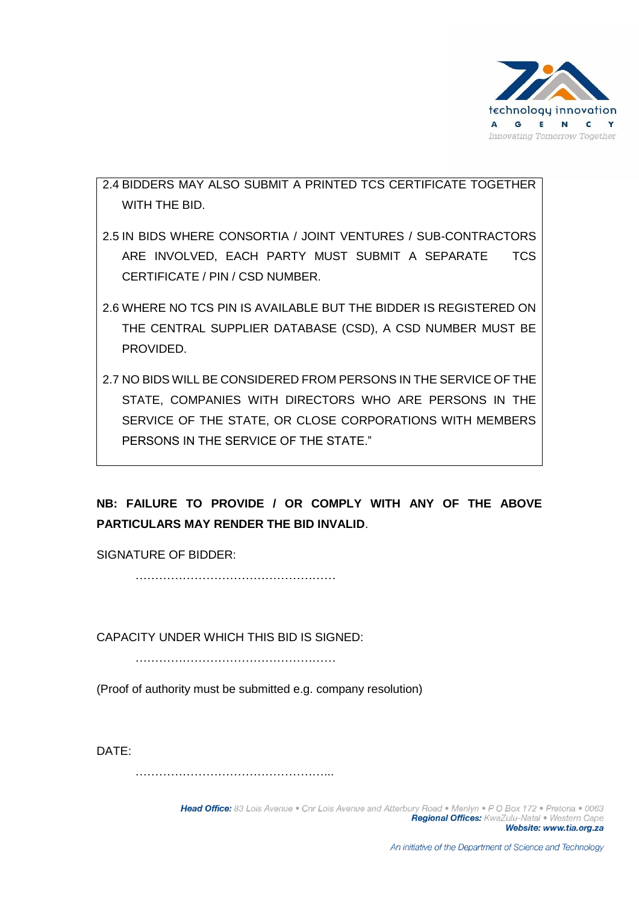2.4 BIDDERS MAY ALSO SUBMIT A PRINTED TCS CERTIFICATE TOGETHER WITH THE BID.

2.5 IN BIDS WHERE CONSORTIA / JOINT VENTURES / SUB-CONTRACTORS ARE INVOLVED, EACH PARTY MUST SUBMIT A SEPARATE TCS CERTIFICATE / PIN / CSD NUMBER.

2.6 WHERE NO TCS PIN IS AVAILABLE BUT THE BIDDER IS REGISTERED ON THE CENTRAL SUPPLIER DATABASE (CSD), A CSD NUMBER MUST BE PROVIDED.

2.7 NO BIDS WILL BE CONSIDERED FROM PERSONS IN THE SERVICE OF THE STATE, COMPANIES WITH DIRECTORS WHO ARE PERSONS IN THE SERVICE OF THE STATE, OR CLOSE CORPORATIONS WITH MEMBERS PERSONS IN THE SERVICE OF THE STATE."

**NB: FAILURE TO PROVIDE / OR COMPLY WITH ANY OF THE ABOVE PARTICULARS MAY RENDER THE BID INVALID**.

SIGNATURE OF BIDDER:

……………………………………………

CAPACITY UNDER WHICH THIS BID IS SIGNED:

……………………………………………

(Proof of authority must be submitted e.g. company resolution)

DATE:

…………………………………………...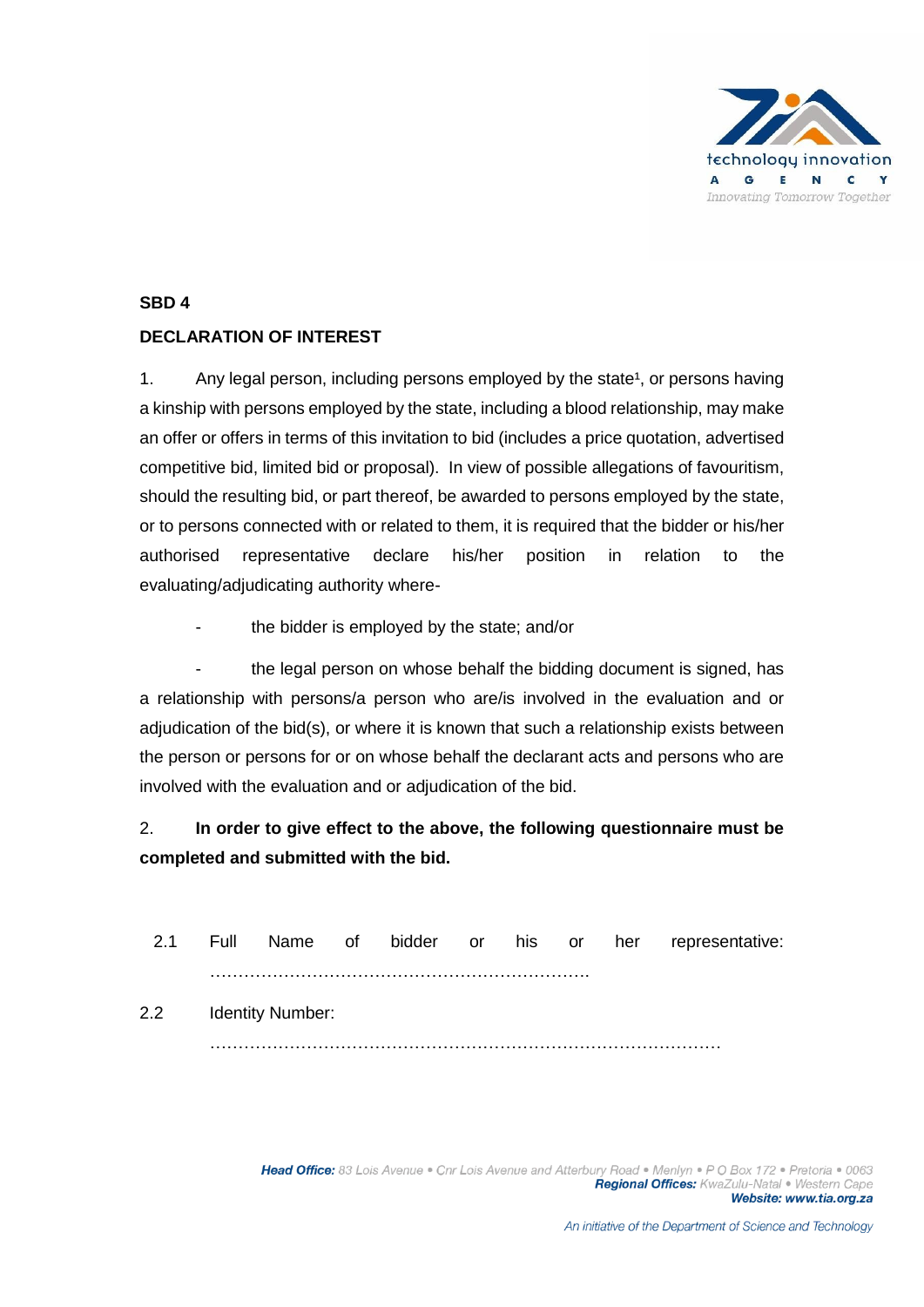**SBD 4**

**DECLARATION OF INTEREST**

1. Any legal person, including persons employed by the state[1], or persons having a kinship with persons employed by the state, including a blood relationship, may make an offer or offers in terms of this invitation to bid (includes a price quotation, advertised competitive bid, limited bid or proposal). In view of possible allegations of favouritism, should the resulting bid, or part thereof, be awarded to persons employed by the state, or to persons connected with or related to them, it is required that the bidder or his/her authorised representative declare his/her position in relation to the evaluating/adjudicating authority where-

- the bidder is employed by the state; and/or
- the legal person on whose behalf the bidding document is signed, has a relationship with persons/a person who are/is involved in the evaluation and or adjudication of the bid(s), or where it is known that such a relationship exists between the person or persons for or on whose behalf the declarant acts and persons who are involved with the evaluation and or adjudication of the bid.

2. **In order to give effect to the above, the following questionnaire must be completed and submitted with the bid.**

2.1 Full Name of bidder or his or her representative: ……………………………………………………………

2.2 Identity Number: ………………………………………………………………………………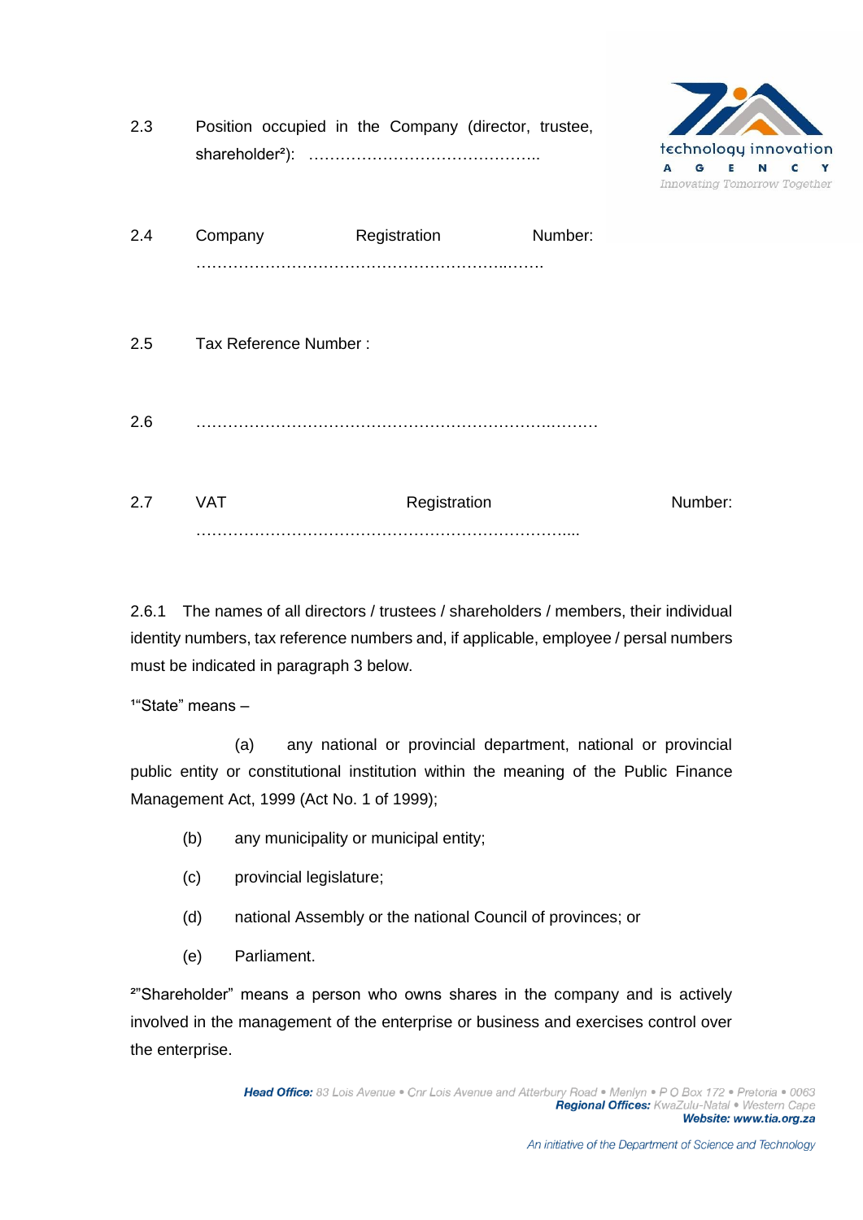2.3 Position occupied in the Company (director, trustee, shareholder[2]): ……………………………………..

2.4 Company Registration Number: ……………………………………………………..……..

2.5 Tax Reference Number :

2.6 ……………………………………………………………..………

2.7 VAT Registration Number: ……………………………………………………………....

2.6.1 The names of all directors / trustees / shareholders / members, their individual identity numbers, tax reference numbers and, if applicable, employee / persal numbers must be indicated in paragraph 3 below.

[1]"State" means –

(a) any national or provincial department, national or provincial public entity or constitutional institution within the meaning of the Public Finance Management Act, 1999 (Act No. 1 of 1999);

(b) any municipality or municipal entity;

(c) provincial legislature;

(d) national Assembly or the national Council of provinces; or

(e) Parliament.

[2]"Shareholder" means a person who owns shares in the company and is actively involved in the management of the enterprise or business and exercises control over the enterprise.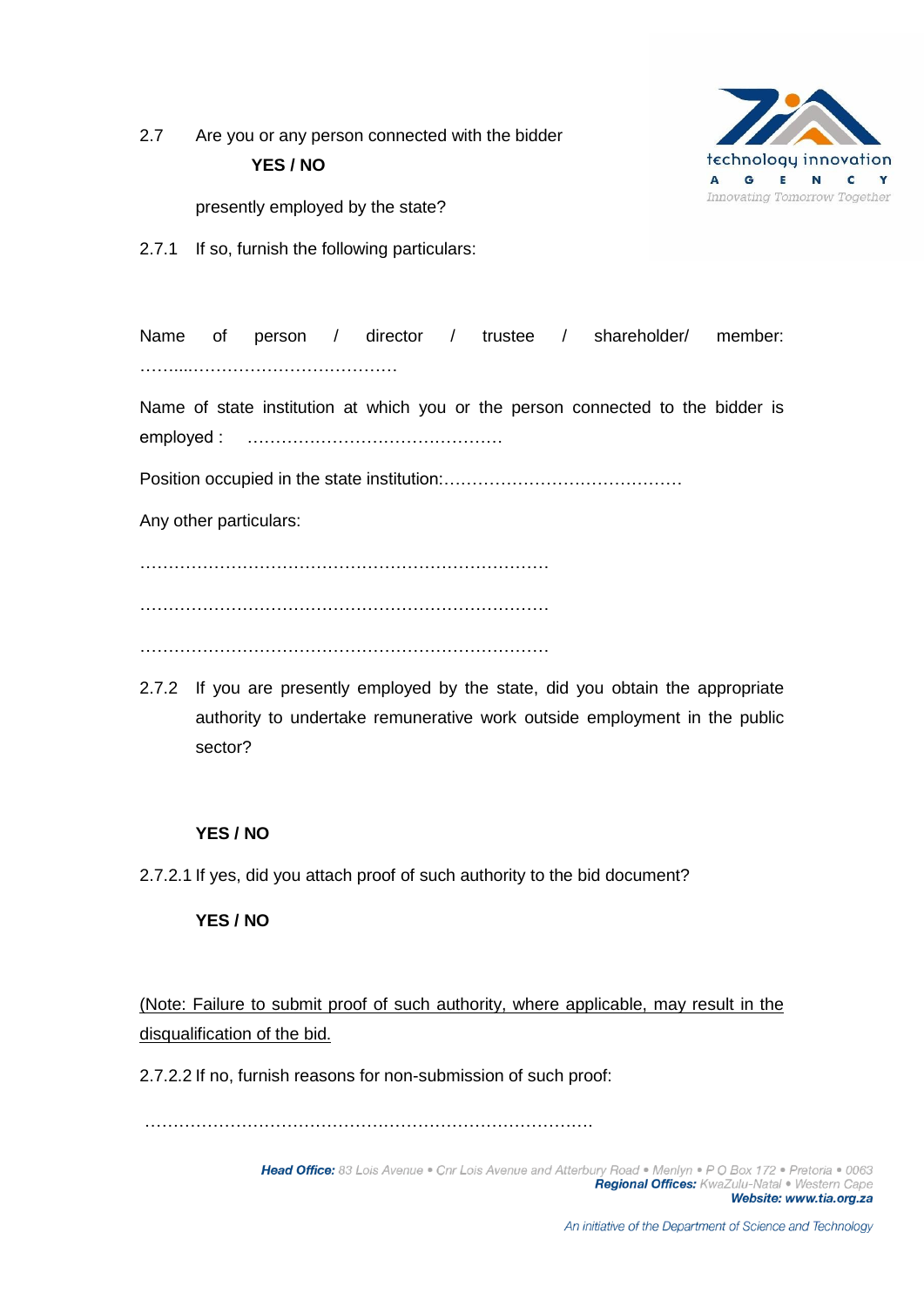2.7 Are you or any person connected with the bidder **YES / NO** presently employed by the state?

2.7.1 If so, furnish the following particulars:

Name of person / director / trustee / shareholder/ member: ……...……………………………

Name of state institution at which you or the person connected to the bidder is employed : ………………………………………

Position occupied in the state institution:……………………………………

Any other particulars:

………………………………………………………………

………………………………………………………………

………………………………………………………………

2.7.2 If you are presently employed by the state, did you obtain the appropriate authority to undertake remunerative work outside employment in the public sector?

**YES / NO**

2.7.2.1 If yes, did you attach proof of such authority to the bid document?

**YES / NO**

(Note: Failure to submit proof of such authority, where applicable, may result in the disqualification of the bid.

2.7.2.2 If no, furnish reasons for non-submission of such proof:

……………………………………………………………………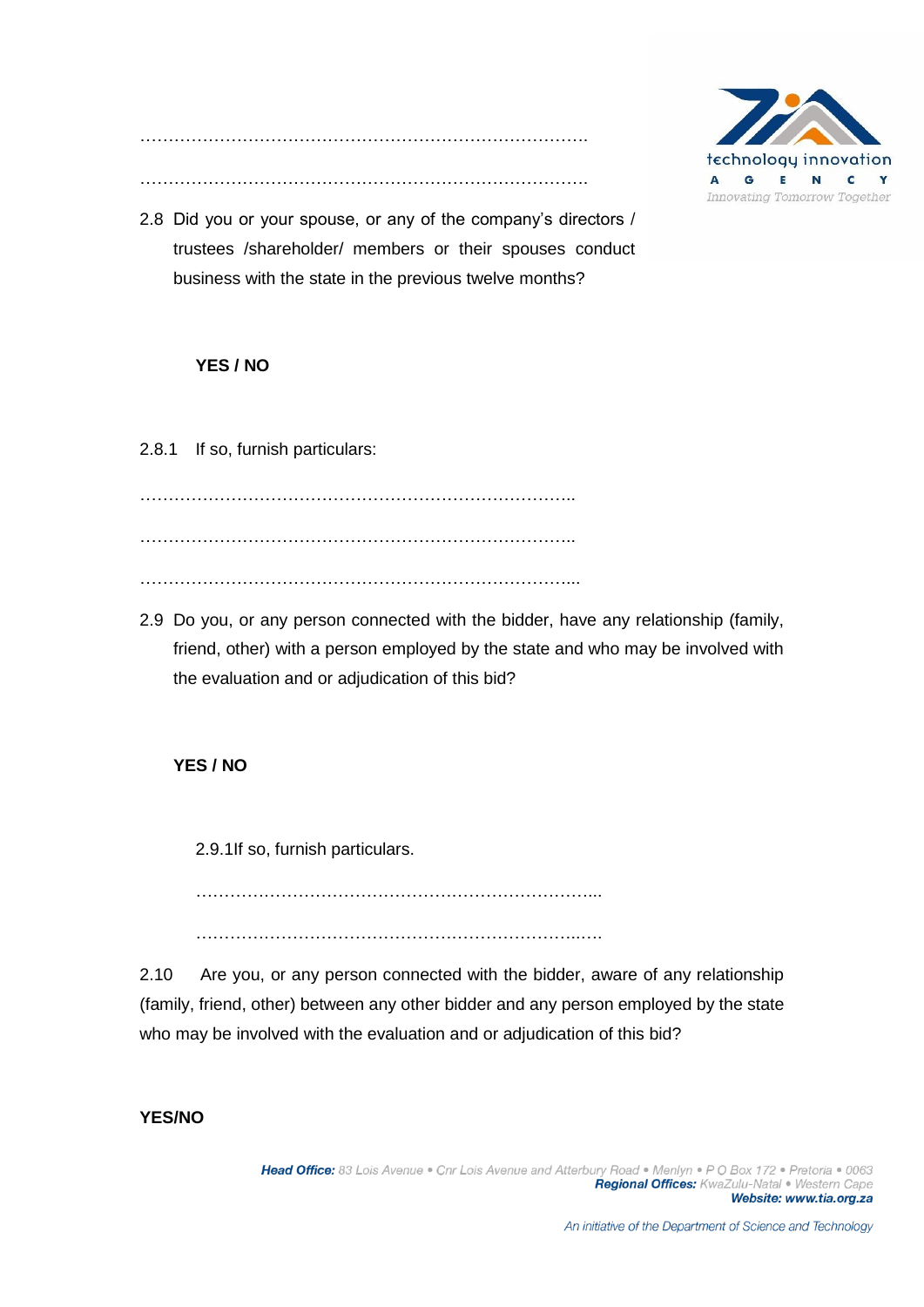…………………………………………………………………….

…………………………………………………………………….

2.8 Did you or your spouse, or any of the company's directors / trustees /shareholder/ members or their spouses conduct business with the state in the previous twelve months?

**YES / NO**

2.8.1 If so, furnish particulars:

…………………………………………………………………..

…………………………………………………………………..

…………………………………………………………………...

2.9 Do you, or any person connected with the bidder, have any relationship (family, friend, other) with a person employed by the state and who may be involved with the evaluation and or adjudication of this bid?

**YES / NO**

2.9.1If so, furnish particulars.

……………………………………………………………....

………………………………………………………………..….

2.10 Are you, or any person connected with the bidder, aware of any relationship (family, friend, other) between any other bidder and any person employed by the state who may be involved with the evaluation and or adjudication of this bid?

**YES/NO**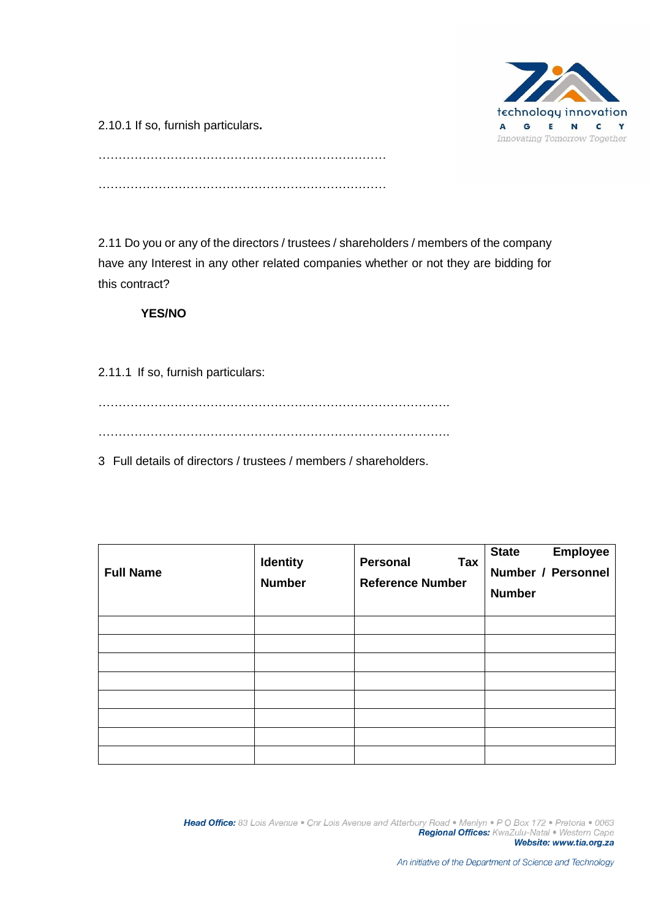2.10.1 If so, furnish particulars**.**

………………………………………………………………

………………………………………………………………

2.11 Do you or any of the directors / trustees / shareholders / members of the company have any Interest in any other related companies whether or not they are bidding for this contract?

**YES/NO**

2.11.1 If so, furnish particulars:

…………………………………………………………………………….

…………………………………………………………………………….

3 Full details of directors / trustees / members / shareholders.

| **Full Name** | **Identity Number** | **Personal Tax Reference Number** | **State Employee Number / Personnel Number** |
|---|---|---|---|
| | | | |
| | | | |
| | | | |
| | | | |
| | | | |
| | | | |
| | | | |
| | | | |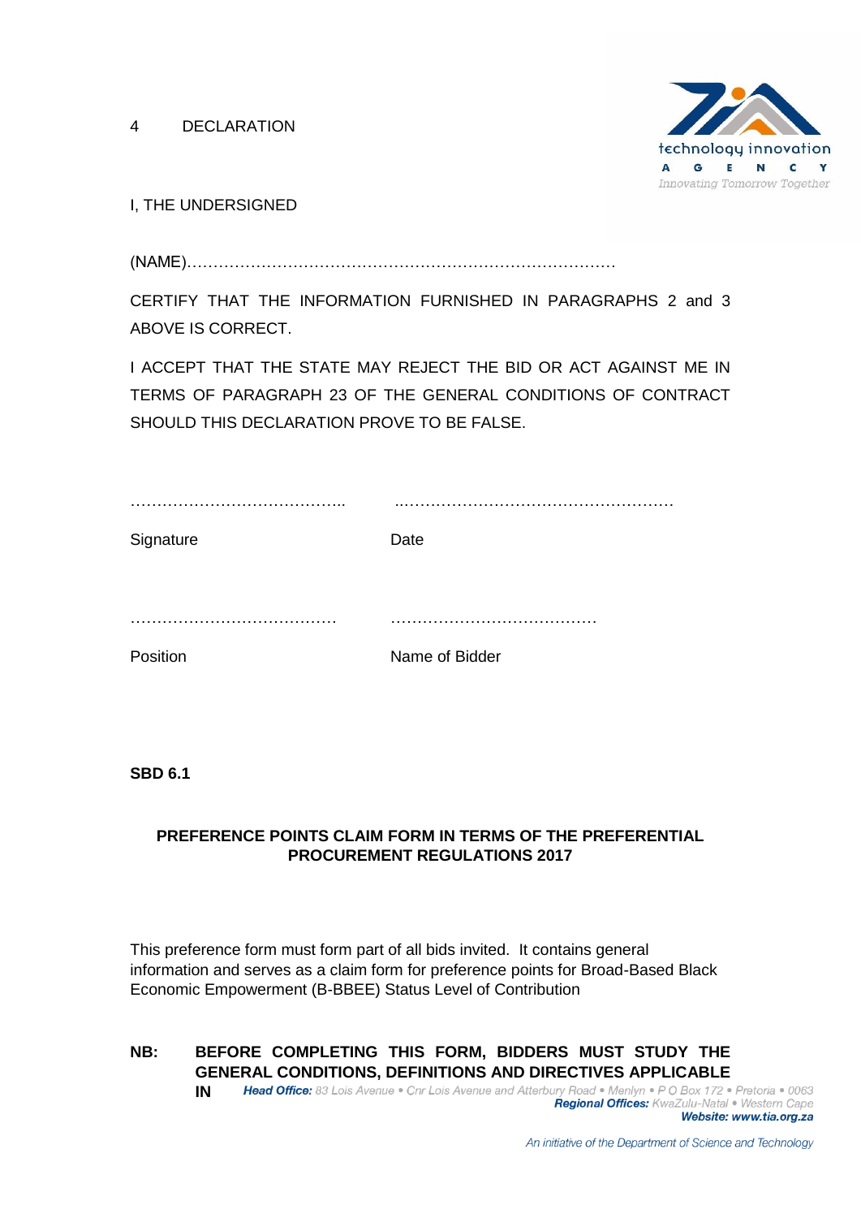4 DECLARATION

I, THE UNDERSIGNED

(NAME)………………………………………………………………………

CERTIFY THAT THE INFORMATION FURNISHED IN PARAGRAPHS 2 and 3 ABOVE IS CORRECT.

I ACCEPT THAT THE STATE MAY REJECT THE BID OR ACT AGAINST ME IN TERMS OF PARAGRAPH 23 OF THE GENERAL CONDITIONS OF CONTRACT SHOULD THIS DECLARATION PROVE TO BE FALSE.

| ………………………………….. | ..…………………………………………… |
|---|---|
| Signature | Date |
| ………………………………… | ………………………………… |
| Position | Name of Bidder |

**SBD 6.1**

**PREFERENCE POINTS CLAIM FORM IN TERMS OF THE PREFERENTIAL PROCUREMENT REGULATIONS 2017**

This preference form must form part of all bids invited. It contains general information and serves as a claim form for preference points for Broad-Based Black Economic Empowerment (B-BBEE) Status Level of Contribution

**NB: BEFORE COMPLETING THIS FORM, BIDDERS MUST STUDY THE GENERAL CONDITIONS, DEFINITIONS AND DIRECTIVES APPLICABLE IN**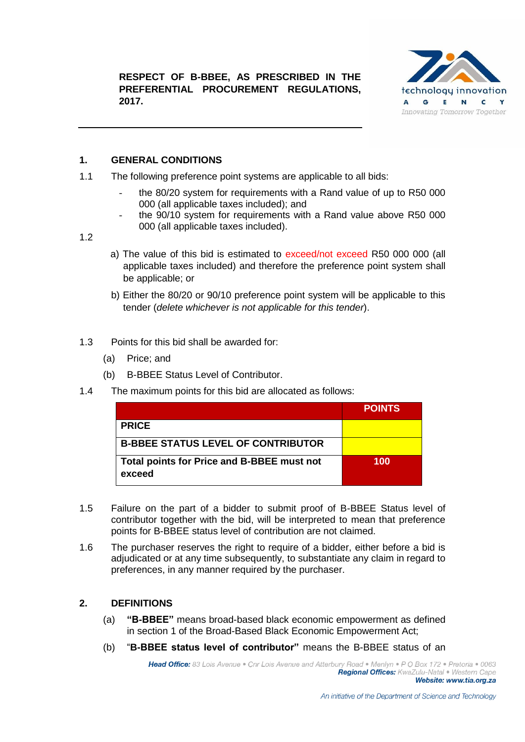**RESPECT OF B-BBEE, AS PRESCRIBED IN THE PREFERENTIAL PROCUREMENT REGULATIONS, 2017.**

---

## 1. GENERAL CONDITIONS

1.1 The following preference point systems are applicable to all bids:

- the 80/20 system for requirements with a Rand value of up to R50 000 000 (all applicable taxes included); and
- the 90/10 system for requirements with a Rand value above R50 000 000 (all applicable taxes included).

1.2

a) The value of this bid is estimated to exceed/not exceed R50 000 000 (all applicable taxes included) and therefore the preference point system shall be applicable; or

b) Either the 80/20 or 90/10 preference point system will be applicable to this tender (*delete whichever is not applicable for this tender*).

1.3 Points for this bid shall be awarded for:

(a) Price; and

(b) B-BBEE Status Level of Contributor.

1.4 The maximum points for this bid are allocated as follows:

| | POINTS |
|---|---|
| **PRICE** | |
| **B-BBEE STATUS LEVEL OF CONTRIBUTOR** | |
| **Total points for Price and B-BBEE must not exceed** | **100** |

1.5 Failure on the part of a bidder to submit proof of B-BBEE Status level of contributor together with the bid, will be interpreted to mean that preference points for B-BBEE status level of contribution are not claimed.

1.6 The purchaser reserves the right to require of a bidder, either before a bid is adjudicated or at any time subsequently, to substantiate any claim in regard to preferences, in any manner required by the purchaser.

## 2. DEFINITIONS

(a) **"B-BBEE"** means broad-based black economic empowerment as defined in section 1 of the Broad-Based Black Economic Empowerment Act;

(b) "**B-BBEE status level of contributor"** means the B-BBEE status of an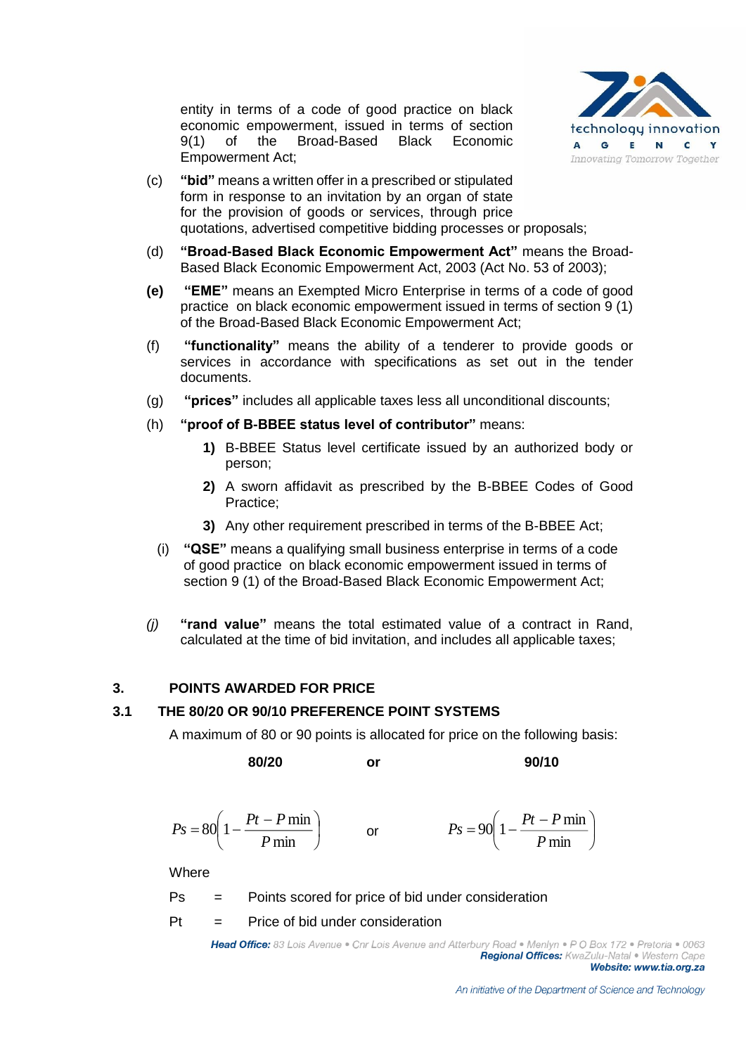entity in terms of a code of good practice on black economic empowerment, issued in terms of section 9(1) of the Broad-Based Black Economic Empowerment Act;

(c) **"bid"** means a written offer in a prescribed or stipulated form in response to an invitation by an organ of state for the provision of goods or services, through price quotations, advertised competitive bidding processes or proposals;

(d) **"Broad-Based Black Economic Empowerment Act"** means the Broad-Based Black Economic Empowerment Act, 2003 (Act No. 53 of 2003);

**(e)** **"EME"** means an Exempted Micro Enterprise in terms of a code of good practice on black economic empowerment issued in terms of section 9 (1) of the Broad-Based Black Economic Empowerment Act;

(f) **"functionality"** means the ability of a tenderer to provide goods or services in accordance with specifications as set out in the tender documents.

(g) **"prices"** includes all applicable taxes less all unconditional discounts;

(h) **"proof of B-BBEE status level of contributor"** means:

**1)** B-BBEE Status level certificate issued by an authorized body or person;

**2)** A sworn affidavit as prescribed by the B-BBEE Codes of Good Practice;

**3)** Any other requirement prescribed in terms of the B-BBEE Act;

(i) **"QSE"** means a qualifying small business enterprise in terms of a code of good practice on black economic empowerment issued in terms of section 9 (1) of the Broad-Based Black Economic Empowerment Act;

*(j)* **"rand value"** means the total estimated value of a contract in Rand, calculated at the time of bid invitation, and includes all applicable taxes;

## 3. POINTS AWARDED FOR PRICE

### 3.1 THE 80/20 OR 90/10 PREFERENCE POINT SYSTEMS

A maximum of 80 or 90 points is allocated for price on the following basis:

**80/20** **or** **90/10**

$$Ps = 80\left(1 - \frac{Pt - P\min}{P\min}\right) \quad \text{or} \quad Ps = 90\left(1 - \frac{Pt - P\min}{P\min}\right)$$

Where

Ps = Points scored for price of bid under consideration

Pt = Price of bid under consideration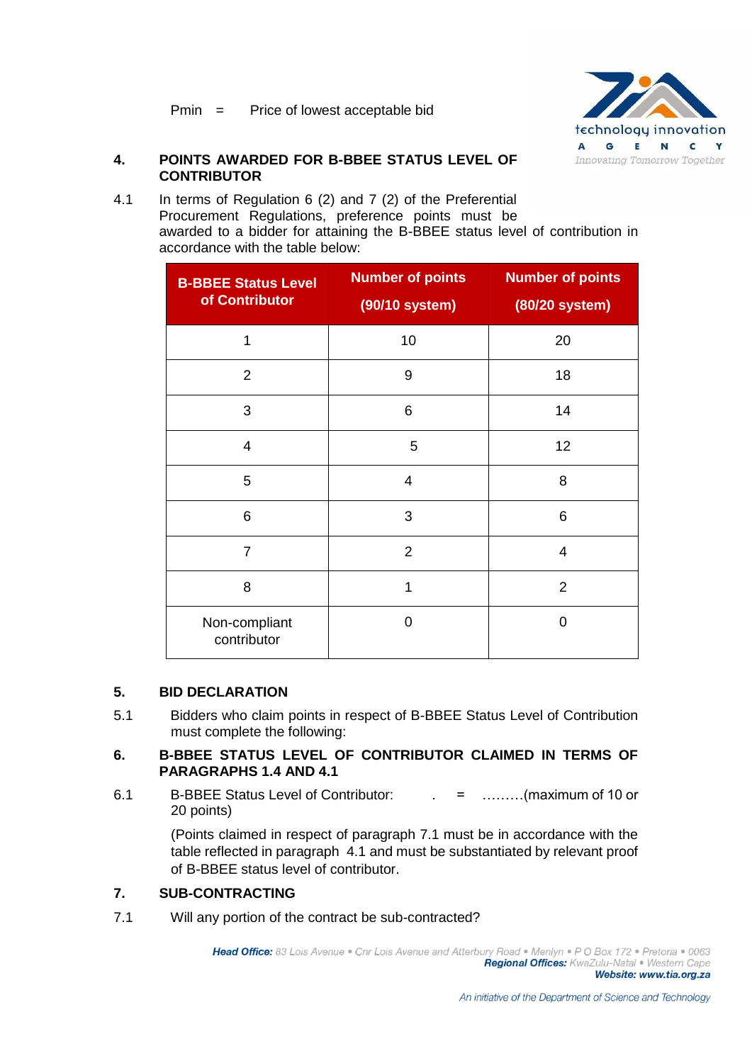Pmin = Price of lowest acceptable bid

## 4. POINTS AWARDED FOR B-BBEE STATUS LEVEL OF CONTRIBUTOR

4.1 In terms of Regulation 6 (2) and 7 (2) of the Preferential Procurement Regulations, preference points must be awarded to a bidder for attaining the B-BBEE status level of contribution in accordance with the table below:

| B-BBEE Status Level of Contributor | Number of points (90/10 system) | Number of points (80/20 system) |
|---|---|---|
| 1 | 10 | 20 |
| 2 | 9 | 18 |
| 3 | 6 | 14 |
| 4 | 5 | 12 |
| 5 | 4 | 8 |
| 6 | 3 | 6 |
| 7 | 2 | 4 |
| 8 | 1 | 2 |
| Non-compliant contributor | 0 | 0 |

## 5. BID DECLARATION

5.1 Bidders who claim points in respect of B-BBEE Status Level of Contribution must complete the following:

## 6. B-BBEE STATUS LEVEL OF CONTRIBUTOR CLAIMED IN TERMS OF PARAGRAPHS 1.4 AND 4.1

6.1 B-BBEE Status Level of Contributor: . = ………(maximum of 10 or 20 points)

(Points claimed in respect of paragraph 7.1 must be in accordance with the table reflected in paragraph 4.1 and must be substantiated by relevant proof of B-BBEE status level of contributor.

## 7. SUB-CONTRACTING

7.1 Will any portion of the contract be sub-contracted?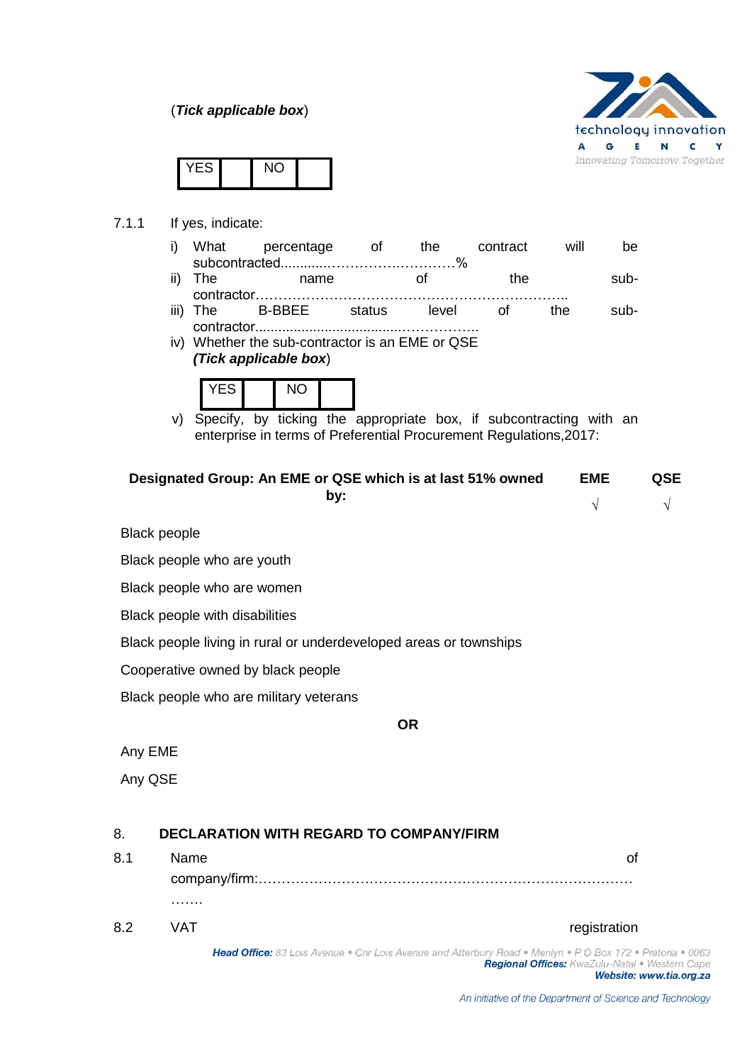(***Tick applicable box***)

| YES | | NO | |
|---|---|---|---|

7.1.1 If yes, indicate:

i) What percentage of the contract will be subcontracted............……………….………%

ii) The name of the sub-contractor…………………………………………………………..

iii) The B-BBEE status level of the sub-contractor......................................……………..

iv) Whether the sub-contractor is an EME or QSE
***(Tick applicable box***)

| YES | | NO | |
|---|---|---|---|

v) Specify, by ticking the appropriate box, if subcontracting with an enterprise in terms of Preferential Procurement Regulations,2017:

| Designated Group: An EME or QSE which is at last 51% owned by: | EME<br>√ | QSE<br>√ |
|---|---|---|
| Black people | | |
| Black people who are youth | | |
| Black people who are women | | |
| Black people with disabilities | | |
| Black people living in rural or underdeveloped areas or townships | | |
| Cooperative owned by black people | | |
| Black people who are military veterans | | |
| **OR** | | |
| Any EME | | |
| Any QSE | | |

## 8. DECLARATION WITH REGARD TO COMPANY/FIRM

8.1 Name of company/firm:…………………………………………………………………………….

8.2 VAT registration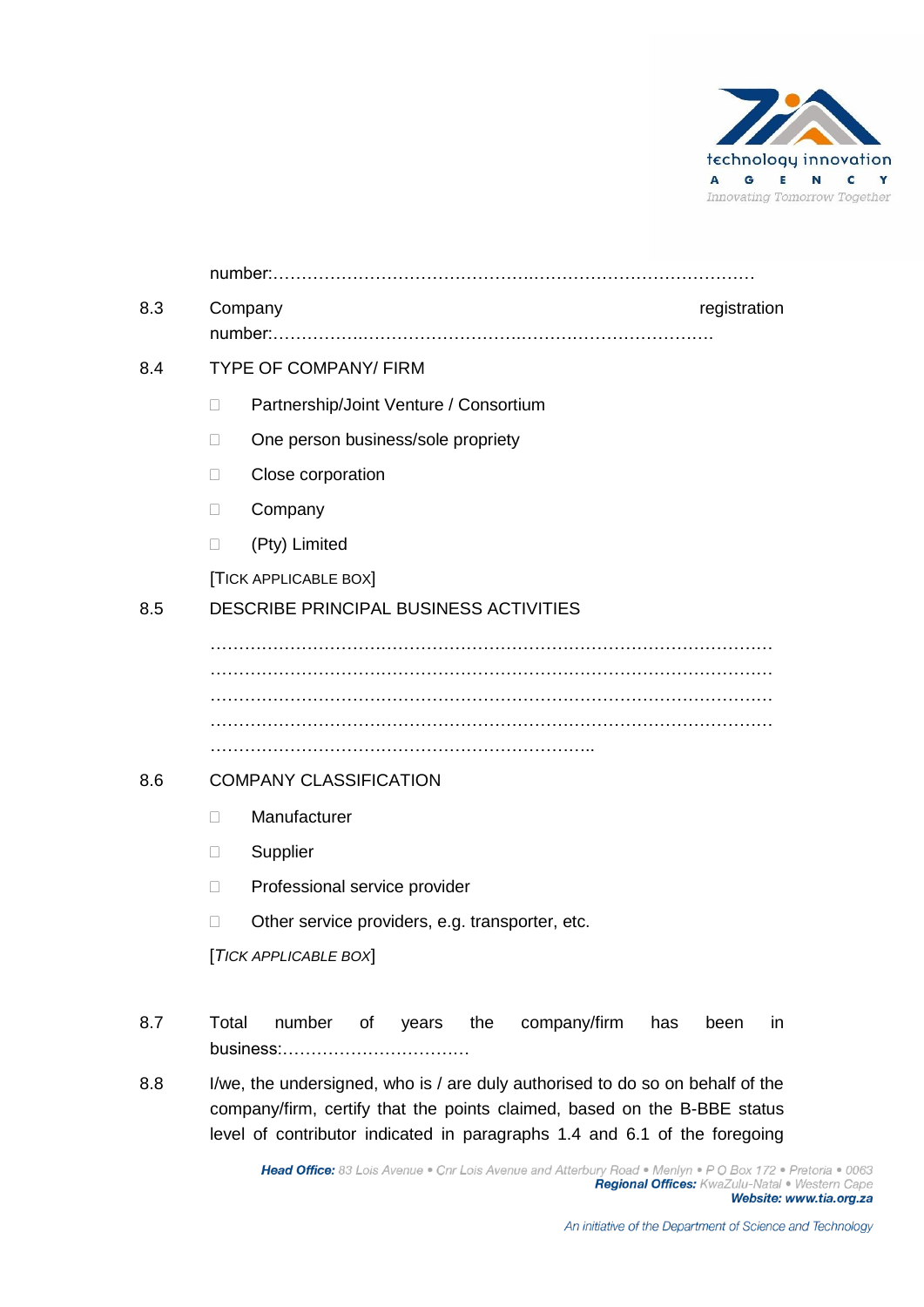number:…………………………………………..………………………………….

8.3 Company registration number:……………..……………………..…………………………..….

8.4 TYPE OF COMPANY/ FIRM

- ☐ Partnership/Joint Venture / Consortium
- ☐ One person business/sole propriety
- ☐ Close corporation
- ☐ Company
- ☐ (Pty) Limited

[TICK APPLICABLE BOX]

8.5 DESCRIBE PRINCIPAL BUSINESS ACTIVITIES

……………………………………………………………………………………… ……………………………………………………………………………………… ……………………………………………………………………………………… ……………………………………………………………………………………… …………………………………………………………..

8.6 COMPANY CLASSIFICATION

- ☐ Manufacturer
- ☐ Supplier
- ☐ Professional service provider
- ☐ Other service providers, e.g. transporter, etc.

[*TICK APPLICABLE BOX*]

8.7 Total number of years the company/firm has been in business:……………………………

8.8 I/we, the undersigned, who is / are duly authorised to do so on behalf of the company/firm, certify that the points claimed, based on the B-BBE status level of contributor indicated in paragraphs 1.4 and 6.1 of the foregoing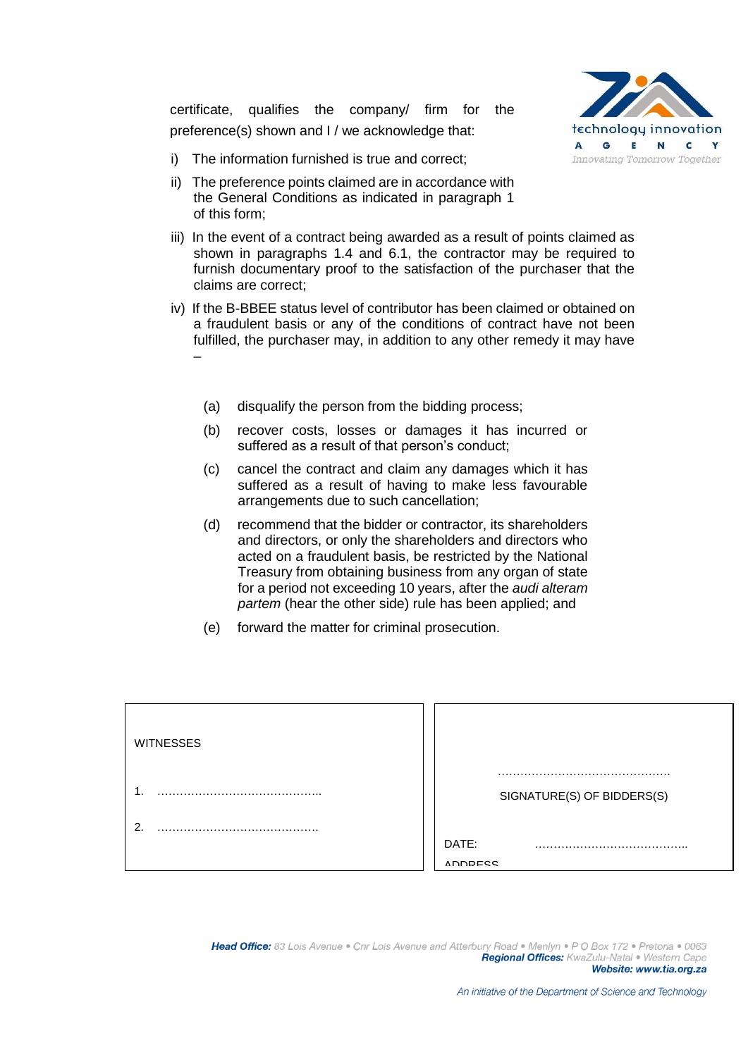certificate, qualifies the company/ firm for the preference(s) shown and I / we acknowledge that:

i) The information furnished is true and correct;

ii) The preference points claimed are in accordance with the General Conditions as indicated in paragraph 1 of this form;

iii) In the event of a contract being awarded as a result of points claimed as shown in paragraphs 1.4 and 6.1, the contractor may be required to furnish documentary proof to the satisfaction of the purchaser that the claims are correct;

iv) If the B-BBEE status level of contributor has been claimed or obtained on a fraudulent basis or any of the conditions of contract have not been fulfilled, the purchaser may, in addition to any other remedy it may have –

(a) disqualify the person from the bidding process;

(b) recover costs, losses or damages it has incurred or suffered as a result of that person's conduct;

(c) cancel the contract and claim any damages which it has suffered as a result of having to make less favourable arrangements due to such cancellation;

(d) recommend that the bidder or contractor, its shareholders and directors, or only the shareholders and directors who acted on a fraudulent basis, be restricted by the National Treasury from obtaining business from any organ of state for a period not exceeding 10 years, after the *audi alteram partem* (hear the other side) rule has been applied; and

(e) forward the matter for criminal prosecution.

| WITNESSES | |
|---|---|
| 1. …………………………………….. | ………………………………………. |
| | SIGNATURE(S) OF BIDDERS(S) |
| 2. ……………………………………. | DATE: ………………………………….. |
| | ADDRESS |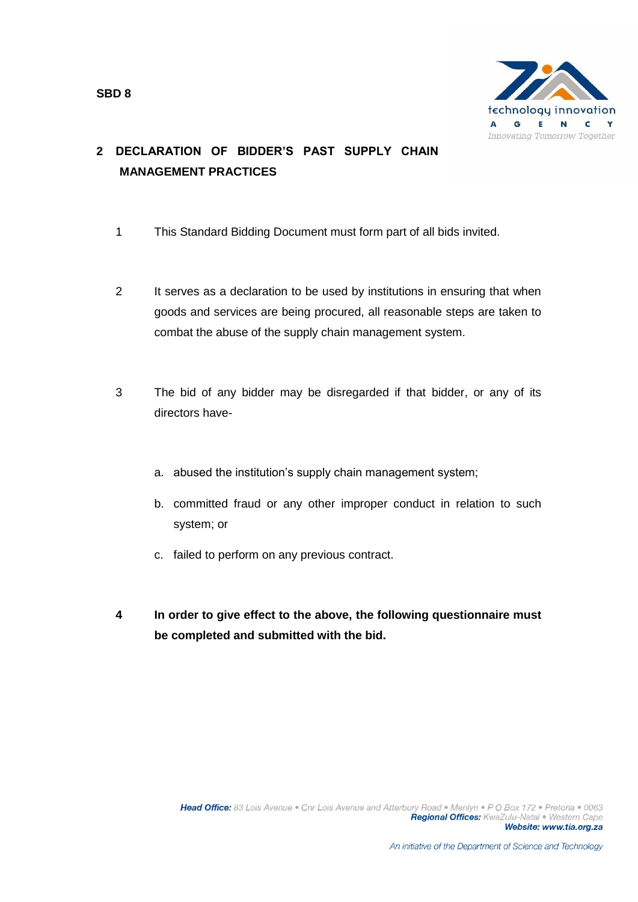SBD 8

## 2 DECLARATION OF BIDDER'S PAST SUPPLY CHAIN MANAGEMENT PRACTICES

1 This Standard Bidding Document must form part of all bids invited.

2 It serves as a declaration to be used by institutions in ensuring that when goods and services are being procured, all reasonable steps are taken to combat the abuse of the supply chain management system.

3 The bid of any bidder may be disregarded if that bidder, or any of its directors have-

a. abused the institution's supply chain management system;

b. committed fraud or any other improper conduct in relation to such system; or

c. failed to perform on any previous contract.

**4 In order to give effect to the above, the following questionnaire must be completed and submitted with the bid.**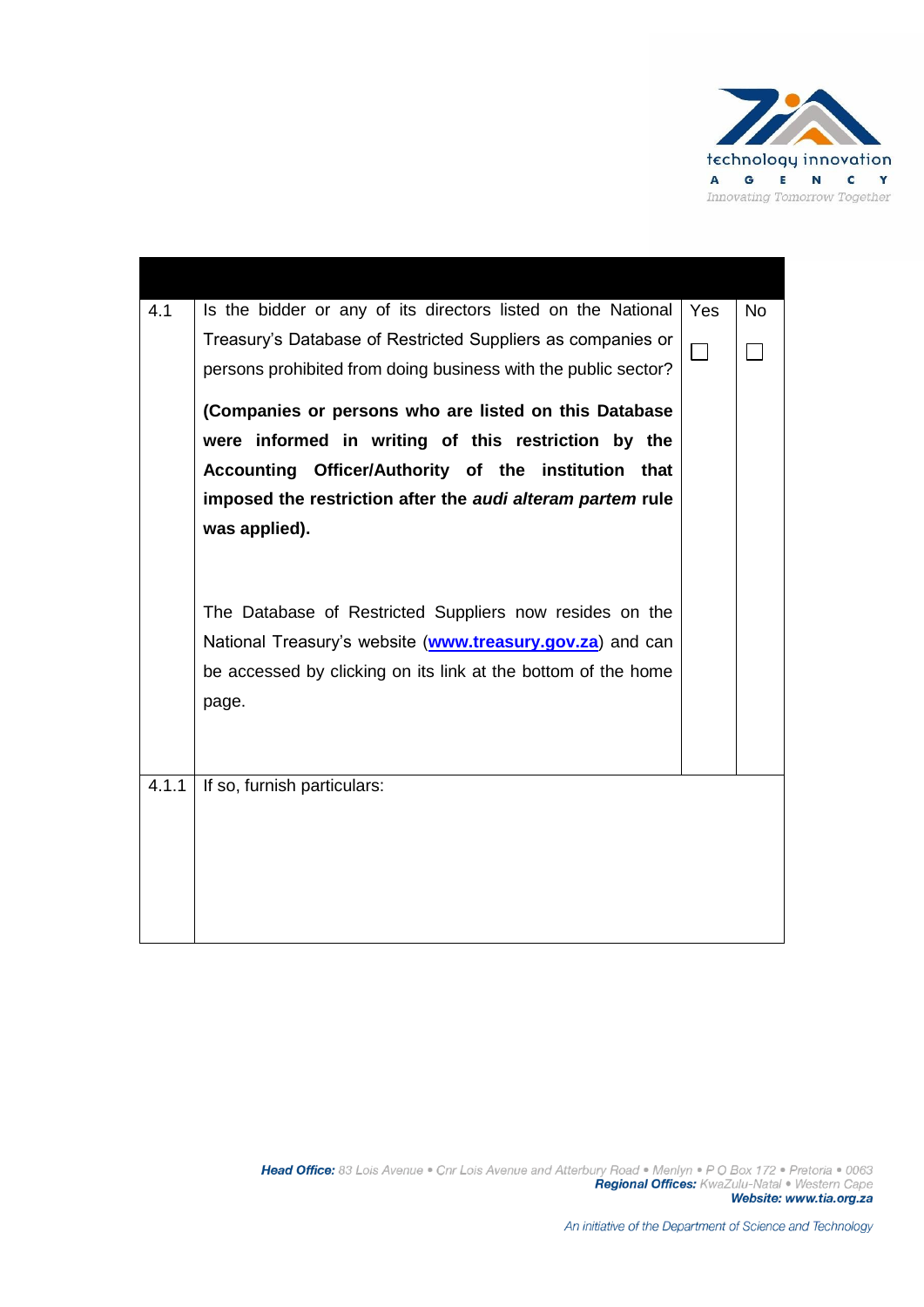| | | | |
|---|---|---|---|
| 4.1 | Is the bidder or any of its directors listed on the National Treasury's Database of Restricted Suppliers as companies or persons prohibited from doing business with the public sector?<br><br>**(Companies or persons who are listed on this Database were informed in writing of this restriction by the Accounting Officer/Authority of the institution that imposed the restriction after the *audi alteram partem* rule was applied).**<br><br>The Database of Restricted Suppliers now resides on the National Treasury's website (**www.treasury.gov.za**) and can be accessed by clicking on its link at the bottom of the home page. | Yes<br>☐ | No<br>☐ |
| 4.1.1 | If so, furnish particulars: | | |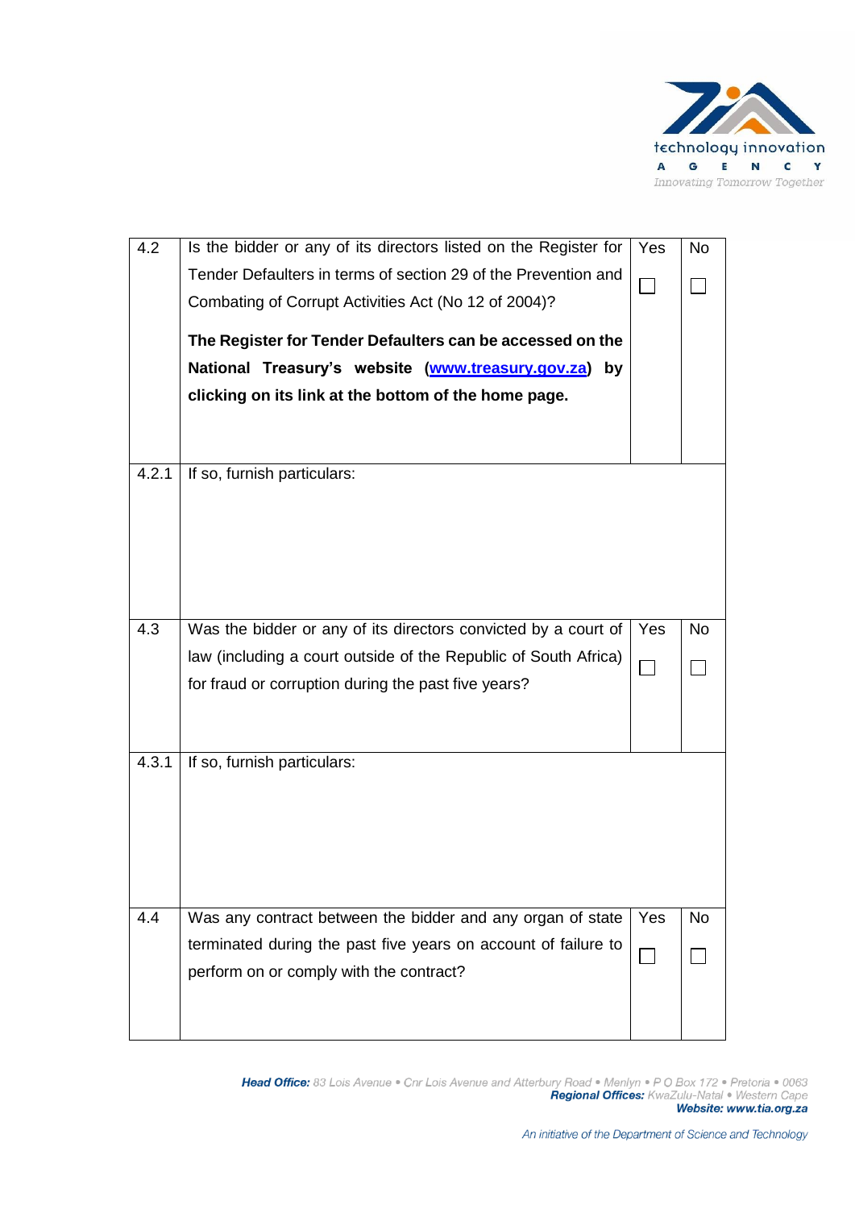| | | | |
|---|---|---|---|
| 4.2 | Is the bidder or any of its directors listed on the Register for Tender Defaulters in terms of section 29 of the Prevention and Combating of Corrupt Activities Act (No 12 of 2004)?<br><br>**The Register for Tender Defaulters can be accessed on the National Treasury's website (www.treasury.gov.za) by clicking on its link at the bottom of the home page.** | Yes ☐ | No ☐ |
| 4.2.1 | If so, furnish particulars: | | |
| 4.3 | Was the bidder or any of its directors convicted by a court of law (including a court outside of the Republic of South Africa) for fraud or corruption during the past five years? | Yes ☐ | No ☐ |
| 4.3.1 | If so, furnish particulars: | | |
| 4.4 | Was any contract between the bidder and any organ of state terminated during the past five years on account of failure to perform on or comply with the contract? | Yes ☐ | No ☐ |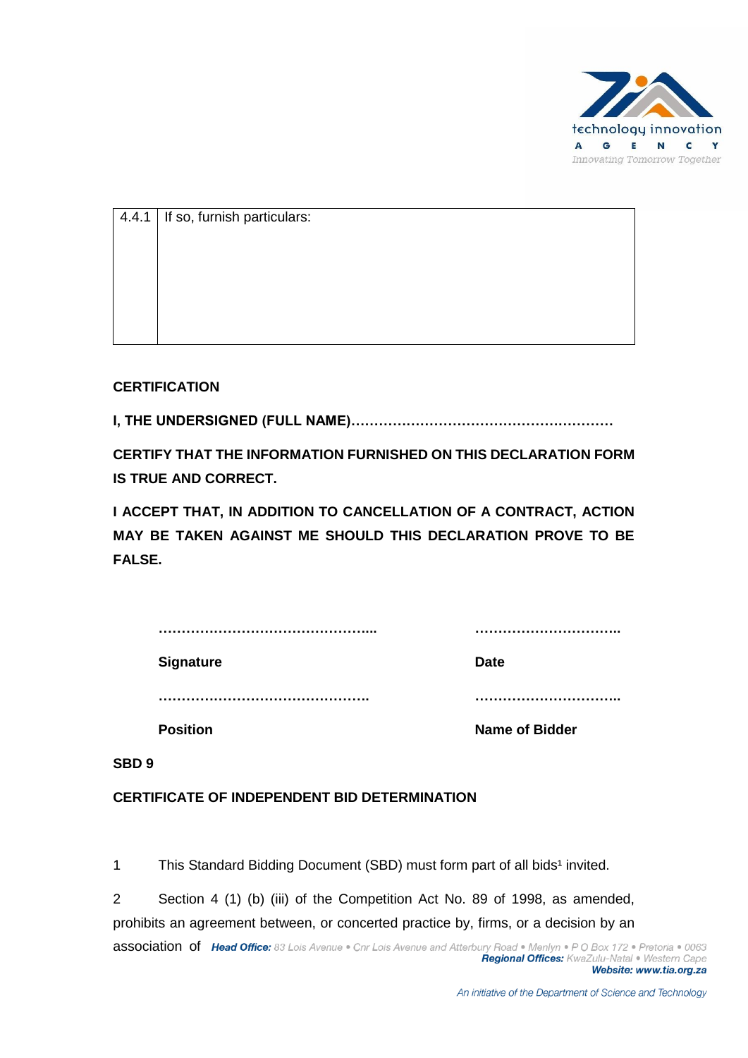| 4.4.1 | If so, furnish particulars: |
|---|---|
| | |

**CERTIFICATION**

**I, THE UNDERSIGNED (FULL NAME)…………………………………………………**

**CERTIFY THAT THE INFORMATION FURNISHED ON THIS DECLARATION FORM IS TRUE AND CORRECT.**

**I ACCEPT THAT, IN ADDITION TO CANCELLATION OF A CONTRACT, ACTION MAY BE TAKEN AGAINST ME SHOULD THIS DECLARATION PROVE TO BE FALSE.**

| ……………………………………….. | ………………………….. |
|---|---|
| **Signature** | **Date** |
| ………………………………………. | ………………………….. |
| **Position** | **Name of Bidder** |

**SBD 9**

**CERTIFICATE OF INDEPENDENT BID DETERMINATION**

1 This Standard Bidding Document (SBD) must form part of all bids[1] invited.

2 Section 4 (1) (b) (iii) of the Competition Act No. 89 of 1998, as amended, prohibits an agreement between, or concerted practice by, firms, or a decision by an association of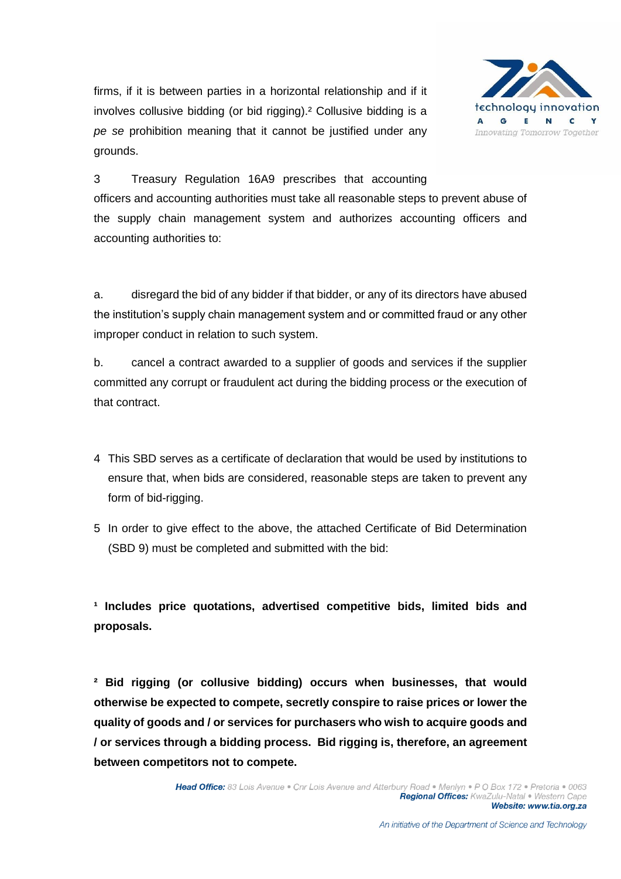firms, if it is between parties in a horizontal relationship and if it involves collusive bidding (or bid rigging).[2] Collusive bidding is a *pe se* prohibition meaning that it cannot be justified under any grounds.

3 Treasury Regulation 16A9 prescribes that accounting officers and accounting authorities must take all reasonable steps to prevent abuse of the supply chain management system and authorizes accounting officers and accounting authorities to:

a. disregard the bid of any bidder if that bidder, or any of its directors have abused the institution's supply chain management system and or committed fraud or any other improper conduct in relation to such system.

b. cancel a contract awarded to a supplier of goods and services if the supplier committed any corrupt or fraudulent act during the bidding process or the execution of that contract.

4 This SBD serves as a certificate of declaration that would be used by institutions to ensure that, when bids are considered, reasonable steps are taken to prevent any form of bid-rigging.

5 In order to give effect to the above, the attached Certificate of Bid Determination (SBD 9) must be completed and submitted with the bid:

**[1] Includes price quotations, advertised competitive bids, limited bids and proposals.**

**[2] Bid rigging (or collusive bidding) occurs when businesses, that would otherwise be expected to compete, secretly conspire to raise prices or lower the quality of goods and / or services for purchasers who wish to acquire goods and / or services through a bidding process. Bid rigging is, therefore, an agreement between competitors not to compete.**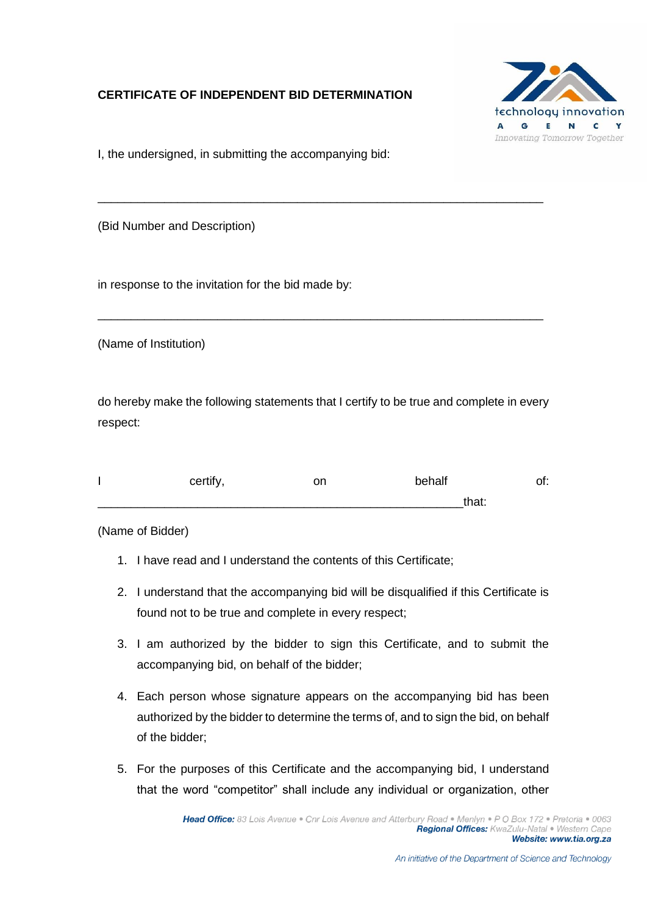**CERTIFICATE OF INDEPENDENT BID DETERMINATION**

I, the undersigned, in submitting the accompanying bid:

\_\_\_\_\_\_\_\_\_\_\_\_\_\_\_\_\_\_\_\_\_\_\_\_\_\_\_\_\_\_\_\_\_\_\_\_\_\_\_\_\_\_\_\_\_\_\_\_\_\_\_\_\_\_\_\_\_\_\_\_\_\_\_\_\_\_\_\_\_\_

(Bid Number and Description)

in response to the invitation for the bid made by:

\_\_\_\_\_\_\_\_\_\_\_\_\_\_\_\_\_\_\_\_\_\_\_\_\_\_\_\_\_\_\_\_\_\_\_\_\_\_\_\_\_\_\_\_\_\_\_\_\_\_\_\_\_\_\_\_\_\_\_\_\_\_\_\_\_\_\_\_\_\_

(Name of Institution)

do hereby make the following statements that I certify to be true and complete in every respect:

I certify, on behalf of: \_\_\_\_\_\_\_\_\_\_\_\_\_\_\_\_\_\_\_\_\_\_\_\_\_\_\_\_\_\_\_\_\_\_\_\_\_\_\_\_\_\_\_\_\_\_\_\_\_\_\_\_\_\_\_\_that:

(Name of Bidder)

1. I have read and I understand the contents of this Certificate;
2. I understand that the accompanying bid will be disqualified if this Certificate is found not to be true and complete in every respect;
3. I am authorized by the bidder to sign this Certificate, and to submit the accompanying bid, on behalf of the bidder;
4. Each person whose signature appears on the accompanying bid has been authorized by the bidder to determine the terms of, and to sign the bid, on behalf of the bidder;
5. For the purposes of this Certificate and the accompanying bid, I understand that the word "competitor" shall include any individual or organization, other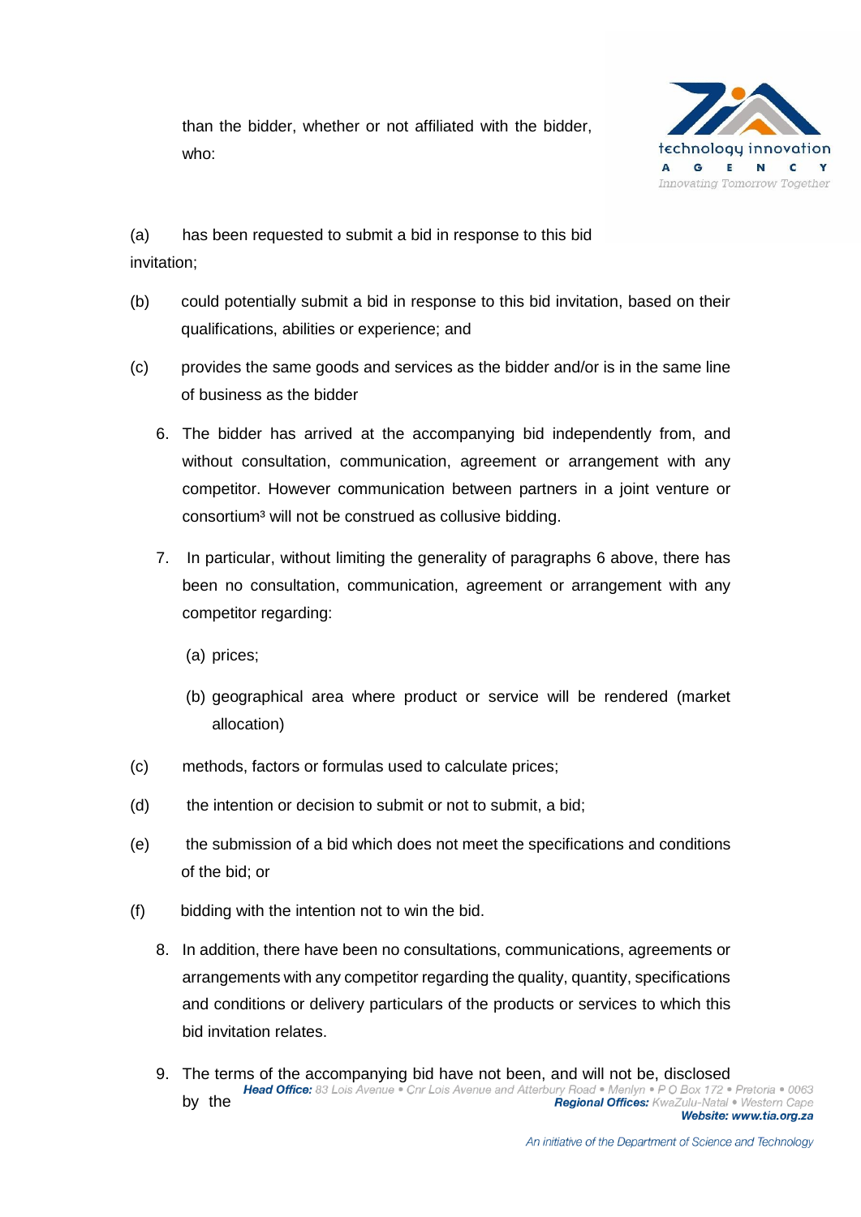than the bidder, whether or not affiliated with the bidder, who:

(a) has been requested to submit a bid in response to this bid invitation;

(b) could potentially submit a bid in response to this bid invitation, based on their qualifications, abilities or experience; and

(c) provides the same goods and services as the bidder and/or is in the same line of business as the bidder

6. The bidder has arrived at the accompanying bid independently from, and without consultation, communication, agreement or arrangement with any competitor. However communication between partners in a joint venture or consortium[3] will not be construed as collusive bidding.

7. In particular, without limiting the generality of paragraphs 6 above, there has been no consultation, communication, agreement or arrangement with any competitor regarding:

   (a) prices;

   (b) geographical area where product or service will be rendered (market allocation)

(c) methods, factors or formulas used to calculate prices;

(d) the intention or decision to submit or not to submit, a bid;

(e) the submission of a bid which does not meet the specifications and conditions of the bid; or

(f) bidding with the intention not to win the bid.

8. In addition, there have been no consultations, communications, agreements or arrangements with any competitor regarding the quality, quantity, specifications and conditions or delivery particulars of the products or services to which this bid invitation relates.

9. The terms of the accompanying bid have not been, and will not be, disclosed by the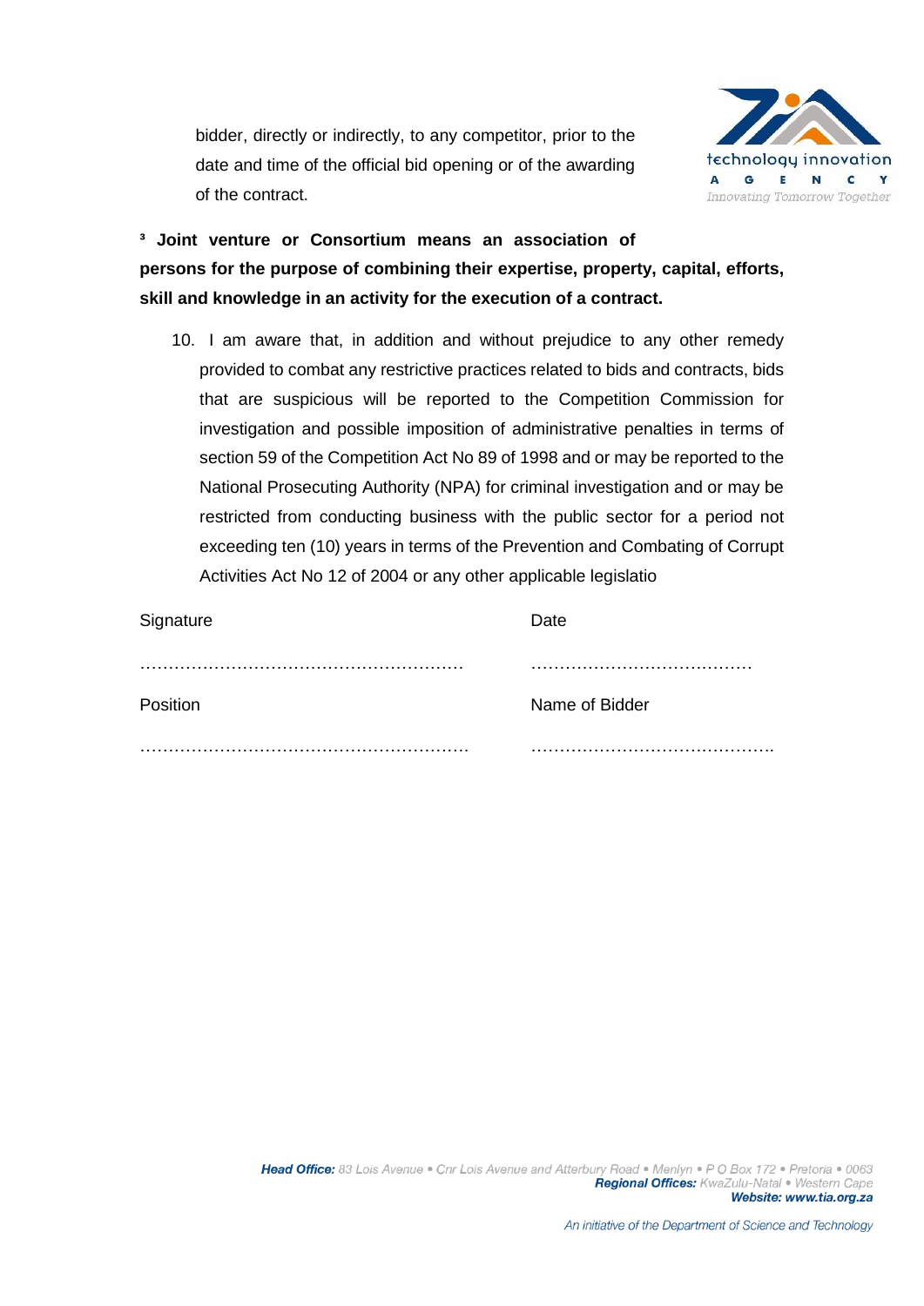bidder, directly or indirectly, to any competitor, prior to the date and time of the official bid opening or of the awarding of the contract.

**[3] Joint venture or Consortium means an association of persons for the purpose of combining their expertise, property, capital, efforts, skill and knowledge in an activity for the execution of a contract.**

10. I am aware that, in addition and without prejudice to any other remedy provided to combat any restrictive practices related to bids and contracts, bids that are suspicious will be reported to the Competition Commission for investigation and possible imposition of administrative penalties in terms of section 59 of the Competition Act No 89 of 1998 and or may be reported to the National Prosecuting Authority (NPA) for criminal investigation and or may be restricted from conducting business with the public sector for a period not exceeding ten (10) years in terms of the Prevention and Combating of Corrupt Activities Act No 12 of 2004 or any other applicable legislatio

| | |
|---|---|
| Signature | Date |
| ……………………………………………… | ………………………………… |
| Position | Name of Bidder |
| ……………………………………………… | ……………………………………. |